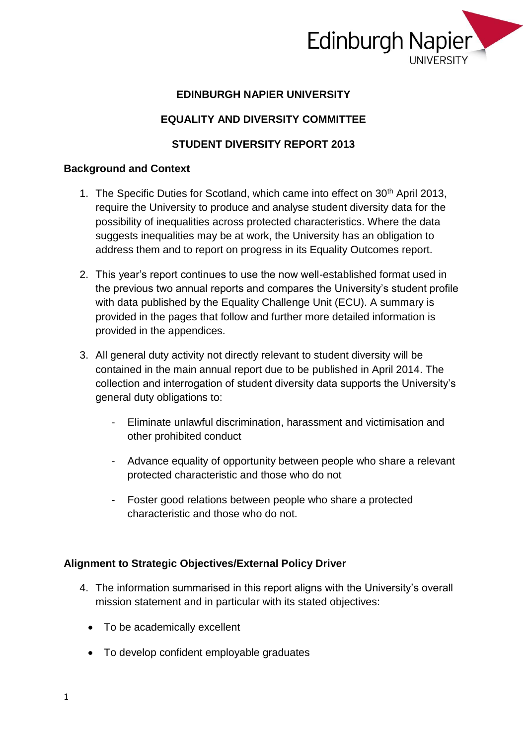**EDINBURGH NAPIER UNIVERSITY**

**EQUALITY AND DIVERSITY COMMITTEE**

**STUDENT DIVERSITY REPORT 2013**

## Background and Context

1. The Specific Duties for Scotland, which came into effect on 30th April 2013, require the University to produce and analyse student diversity data for the possibility of inequalities across protected characteristics. Where the data suggests inequalities may be at work, the University has an obligation to address them and to report on progress in its Equality Outcomes report.

2. This year's report continues to use the now well-established format used in the previous two annual reports and compares the University's student profile with data published by the Equality Challenge Unit (ECU). A summary is provided in the pages that follow and further more detailed information is provided in the appendices.

3. All general duty activity not directly relevant to student diversity will be contained in the main annual report due to be published in April 2014. The collection and interrogation of student diversity data supports the University's general duty obligations to:

   - Eliminate unlawful discrimination, harassment and victimisation and other prohibited conduct
   - Advance equality of opportunity between people who share a relevant protected characteristic and those who do not
   - Foster good relations between people who share a protected characteristic and those who do not.

## Alignment to Strategic Objectives/External Policy Driver

4. The information summarised in this report aligns with the University's overall mission statement and in particular with its stated objectives:

   - To be academically excellent
   - To develop confident employable graduates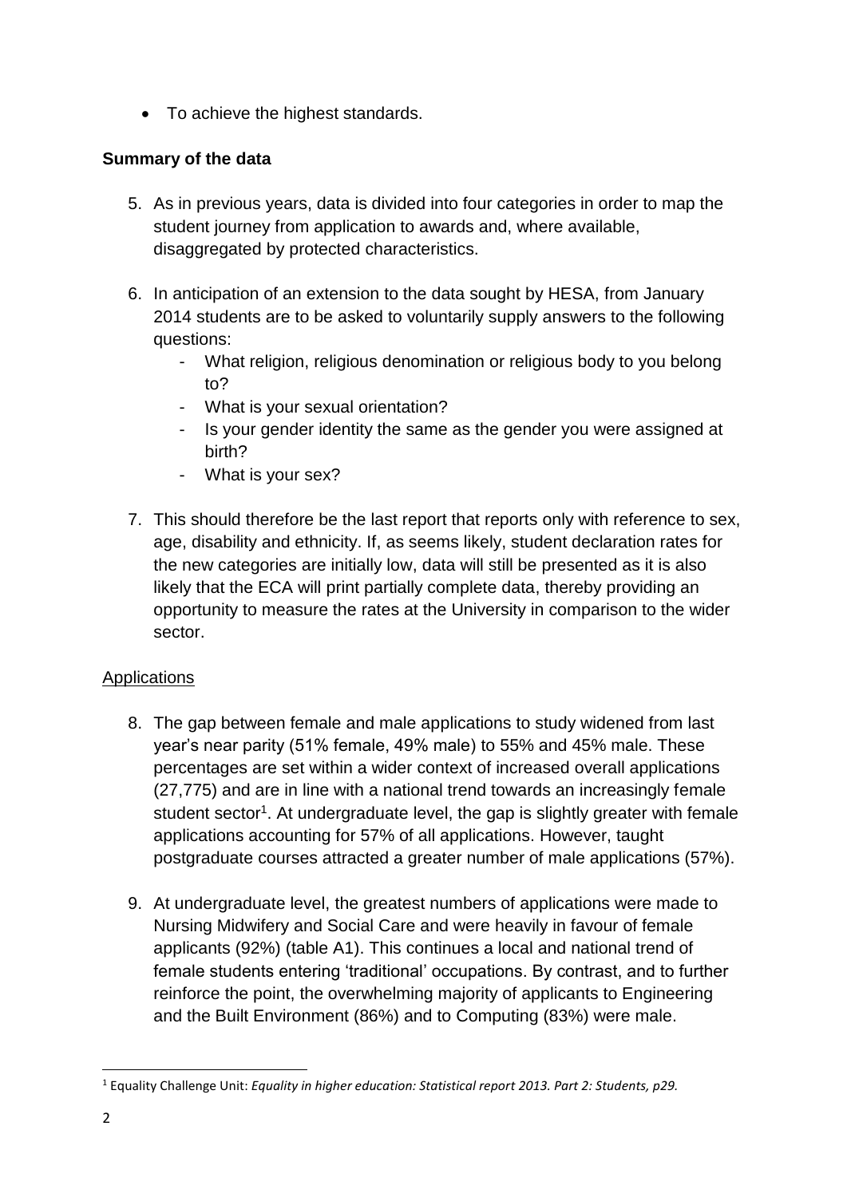- To achieve the highest standards.

**Summary of the data**

5. As in previous years, data is divided into four categories in order to map the student journey from application to awards and, where available, disaggregated by protected characteristics.

6. In anticipation of an extension to the data sought by HESA, from January 2014 students are to be asked to voluntarily supply answers to the following questions:
   - What religion, religious denomination or religious body to you belong to?
   - What is your sexual orientation?
   - Is your gender identity the same as the gender you were assigned at birth?
   - What is your sex?

7. This should therefore be the last report that reports only with reference to sex, age, disability and ethnicity. If, as seems likely, student declaration rates for the new categories are initially low, data will still be presented as it is also likely that the ECA will print partially complete data, thereby providing an opportunity to measure the rates at the University in comparison to the wider sector.

Applications

8. The gap between female and male applications to study widened from last year's near parity (51% female, 49% male) to 55% and 45% male. These percentages are set within a wider context of increased overall applications (27,775) and are in line with a national trend towards an increasingly female student sector[1]. At undergraduate level, the gap is slightly greater with female applications accounting for 57% of all applications. However, taught postgraduate courses attracted a greater number of male applications (57%).

9. At undergraduate level, the greatest numbers of applications were made to Nursing Midwifery and Social Care and were heavily in favour of female applicants (92%) (table A1). This continues a local and national trend of female students entering 'traditional' occupations. By contrast, and to further reinforce the point, the overwhelming majority of applicants to Engineering and the Built Environment (86%) and to Computing (83%) were male.

[1] Equality Challenge Unit: *Equality in higher education: Statistical report 2013. Part 2: Students, p29.*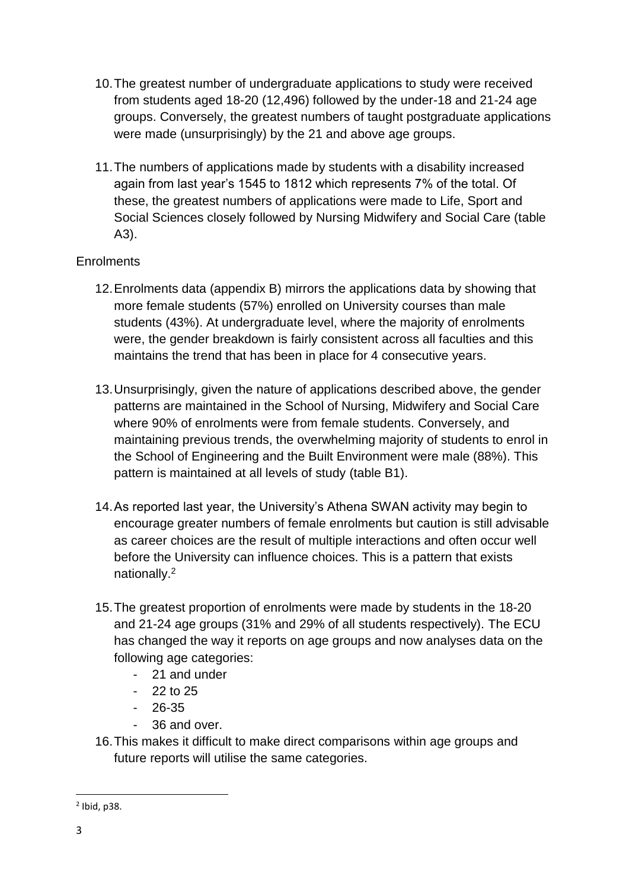10. The greatest number of undergraduate applications to study were received from students aged 18-20 (12,496) followed by the under-18 and 21-24 age groups. Conversely, the greatest numbers of taught postgraduate applications were made (unsurprisingly) by the 21 and above age groups.

11. The numbers of applications made by students with a disability increased again from last year's 1545 to 1812 which represents 7% of the total. Of these, the greatest numbers of applications were made to Life, Sport and Social Sciences closely followed by Nursing Midwifery and Social Care (table A3).

Enrolments

12. Enrolments data (appendix B) mirrors the applications data by showing that more female students (57%) enrolled on University courses than male students (43%). At undergraduate level, where the majority of enrolments were, the gender breakdown is fairly consistent across all faculties and this maintains the trend that has been in place for 4 consecutive years.

13. Unsurprisingly, given the nature of applications described above, the gender patterns are maintained in the School of Nursing, Midwifery and Social Care where 90% of enrolments were from female students. Conversely, and maintaining previous trends, the overwhelming majority of students to enrol in the School of Engineering and the Built Environment were male (88%). This pattern is maintained at all levels of study (table B1).

14. As reported last year, the University's Athena SWAN activity may begin to encourage greater numbers of female enrolments but caution is still advisable as career choices are the result of multiple interactions and often occur well before the University can influence choices. This is a pattern that exists nationally.[2]

15. The greatest proportion of enrolments were made by students in the 18-20 and 21-24 age groups (31% and 29% of all students respectively). The ECU has changed the way it reports on age groups and now analyses data on the following age categories:
    - 21 and under
    - 22 to 25
    - 26-35
    - 36 and over.

16. This makes it difficult to make direct comparisons within age groups and future reports will utilise the same categories.

[2] Ibid, p38.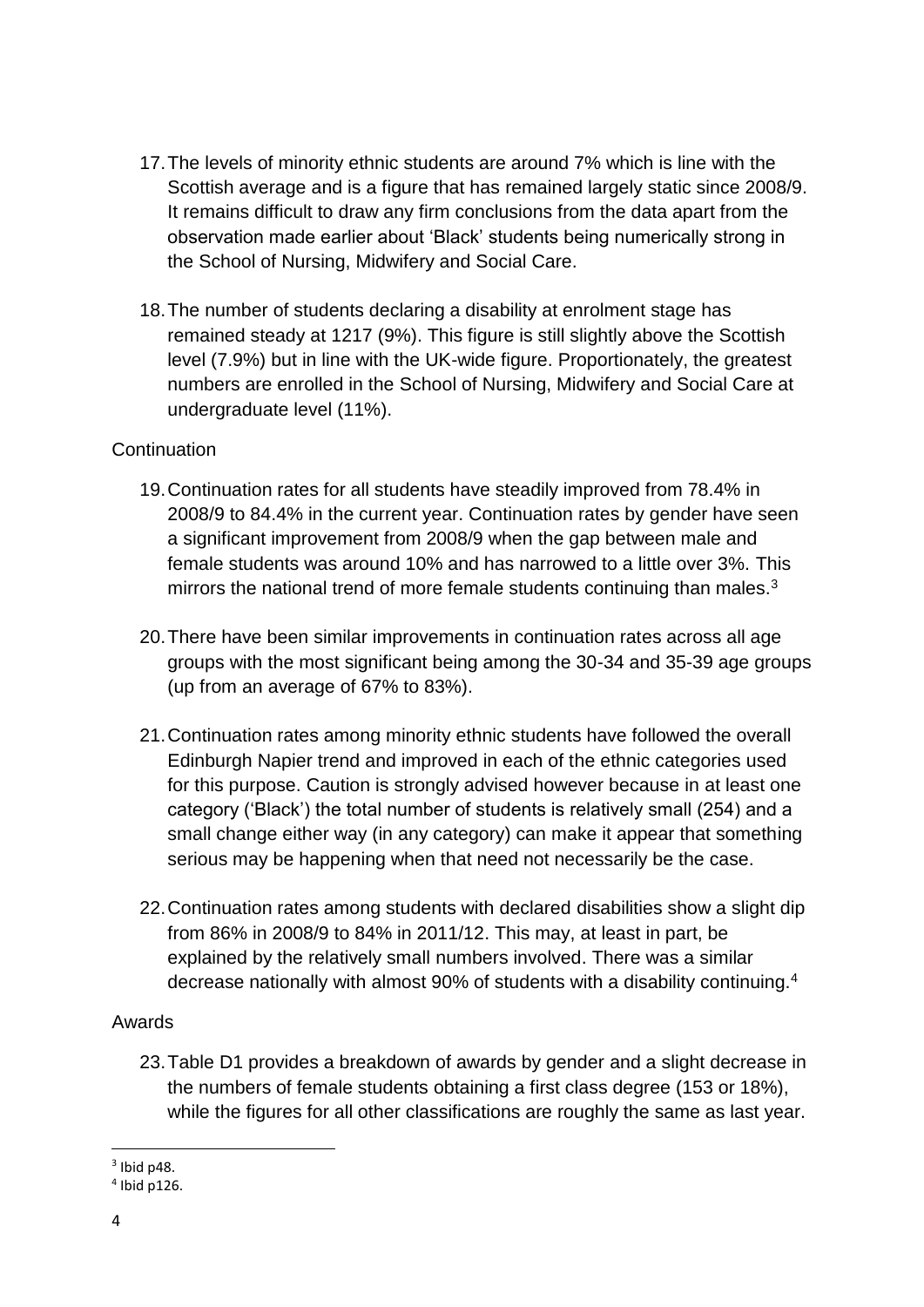17. The levels of minority ethnic students are around 7% which is line with the Scottish average and is a figure that has remained largely static since 2008/9. It remains difficult to draw any firm conclusions from the data apart from the observation made earlier about 'Black' students being numerically strong in the School of Nursing, Midwifery and Social Care.

18. The number of students declaring a disability at enrolment stage has remained steady at 1217 (9%). This figure is still slightly above the Scottish level (7.9%) but in line with the UK-wide figure. Proportionately, the greatest numbers are enrolled in the School of Nursing, Midwifery and Social Care at undergraduate level (11%).

Continuation

19. Continuation rates for all students have steadily improved from 78.4% in 2008/9 to 84.4% in the current year. Continuation rates by gender have seen a significant improvement from 2008/9 when the gap between male and female students was around 10% and has narrowed to a little over 3%. This mirrors the national trend of more female students continuing than males.[3]

20. There have been similar improvements in continuation rates across all age groups with the most significant being among the 30-34 and 35-39 age groups (up from an average of 67% to 83%).

21. Continuation rates among minority ethnic students have followed the overall Edinburgh Napier trend and improved in each of the ethnic categories used for this purpose. Caution is strongly advised however because in at least one category ('Black') the total number of students is relatively small (254) and a small change either way (in any category) can make it appear that something serious may be happening when that need not necessarily be the case.

22. Continuation rates among students with declared disabilities show a slight dip from 86% in 2008/9 to 84% in 2011/12. This may, at least in part, be explained by the relatively small numbers involved. There was a similar decrease nationally with almost 90% of students with a disability continuing.[4]

Awards

23. Table D1 provides a breakdown of awards by gender and a slight decrease in the numbers of female students obtaining a first class degree (153 or 18%), while the figures for all other classifications are roughly the same as last year.

---

[3] Ibid p48.

[4] Ibid p126.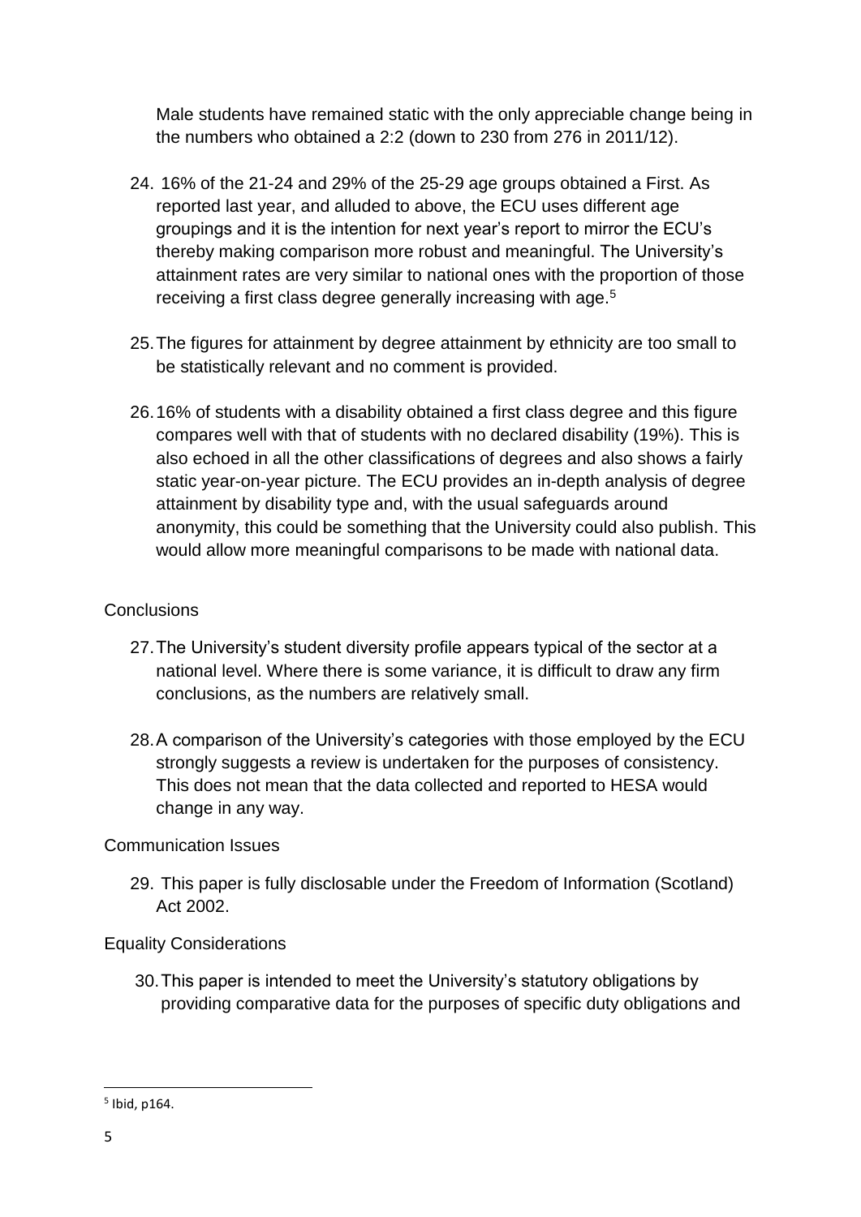Male students have remained static with the only appreciable change being in the numbers who obtained a 2:2 (down to 230 from 276 in 2011/12).

24. 16% of the 21-24 and 29% of the 25-29 age groups obtained a First. As reported last year, and alluded to above, the ECU uses different age groupings and it is the intention for next year's report to mirror the ECU's thereby making comparison more robust and meaningful. The University's attainment rates are very similar to national ones with the proportion of those receiving a first class degree generally increasing with age.[5]

25. The figures for attainment by degree attainment by ethnicity are too small to be statistically relevant and no comment is provided.

26. 16% of students with a disability obtained a first class degree and this figure compares well with that of students with no declared disability (19%). This is also echoed in all the other classifications of degrees and also shows a fairly static year-on-year picture. The ECU provides an in-depth analysis of degree attainment by disability type and, with the usual safeguards around anonymity, this could be something that the University could also publish. This would allow more meaningful comparisons to be made with national data.

Conclusions

27. The University's student diversity profile appears typical of the sector at a national level. Where there is some variance, it is difficult to draw any firm conclusions, as the numbers are relatively small.

28. A comparison of the University's categories with those employed by the ECU strongly suggests a review is undertaken for the purposes of consistency. This does not mean that the data collected and reported to HESA would change in any way.

Communication Issues

29. This paper is fully disclosable under the Freedom of Information (Scotland) Act 2002.

Equality Considerations

30. This paper is intended to meet the University's statutory obligations by providing comparative data for the purposes of specific duty obligations and

[5] Ibid, p164.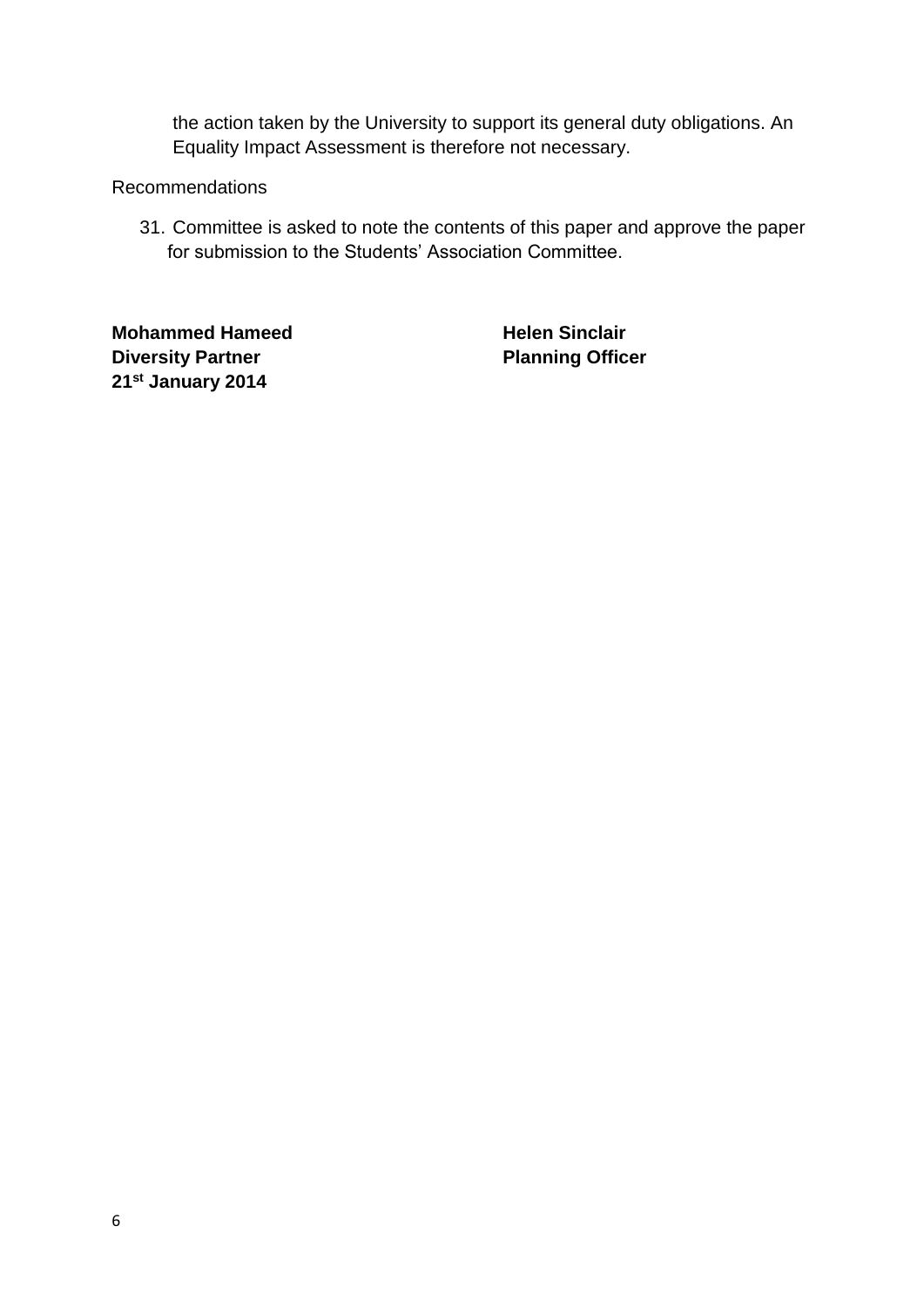the action taken by the University to support its general duty obligations. An Equality Impact Assessment is therefore not necessary.

Recommendations

31. Committee is asked to note the contents of this paper and approve the paper for submission to the Students' Association Committee.

**Mohammed Hameed**
**Diversity Partner**
**21st January 2014**

**Helen Sinclair**
**Planning Officer**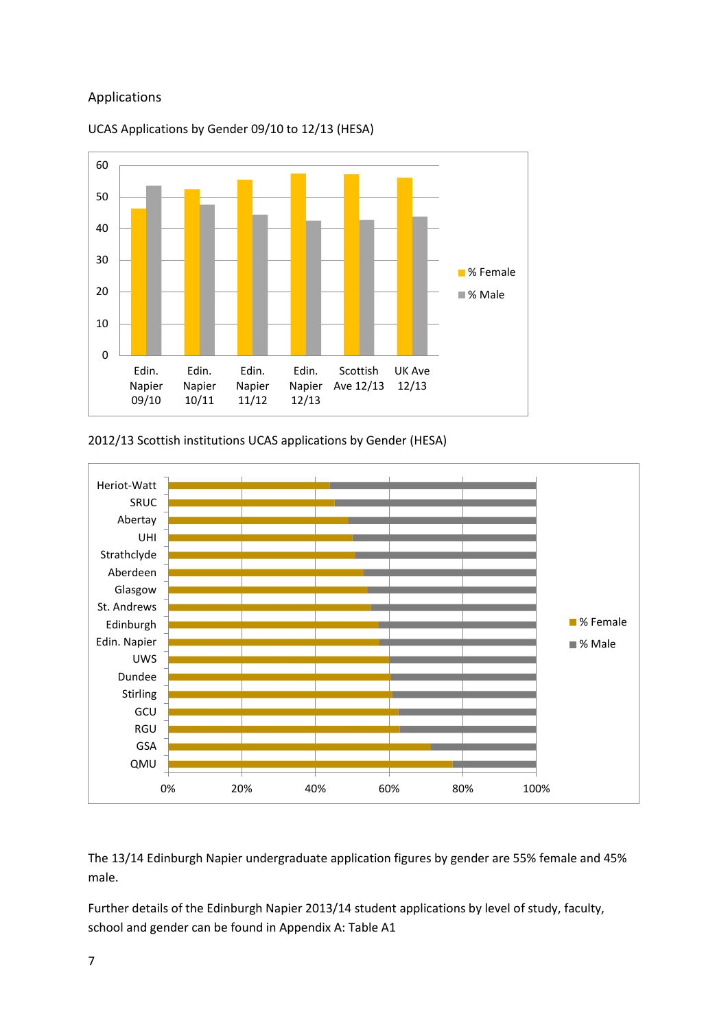## Applications

UCAS Applications by Gender 09/10 to 12/13 (HESA)

2012/13 Scottish institutions UCAS applications by Gender (HESA)

The 13/14 Edinburgh Napier undergraduate application figures by gender are 55% female and 45% male.

Further details of the Edinburgh Napier 2013/14 student applications by level of study, faculty, school and gender can be found in Appendix A: Table A1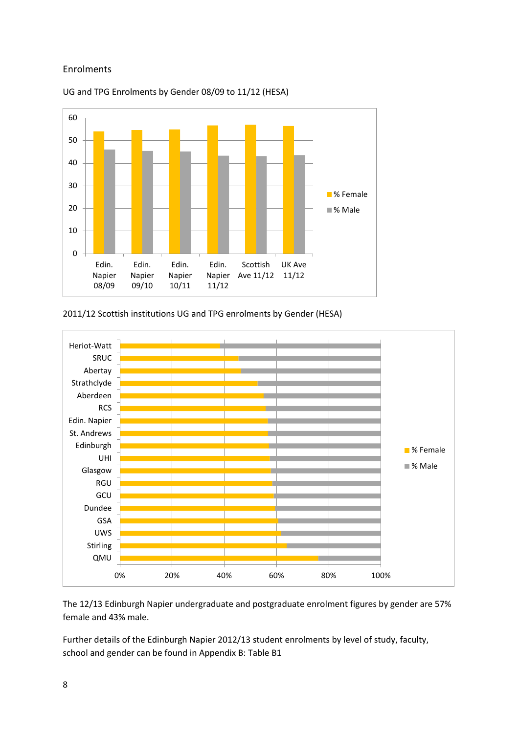Enrolments

UG and TPG Enrolments by Gender 08/09 to 11/12 (HESA)

2011/12 Scottish institutions UG and TPG enrolments by Gender (HESA)

The 12/13 Edinburgh Napier undergraduate and postgraduate enrolment figures by gender are 57% female and 43% male.

Further details of the Edinburgh Napier 2012/13 student enrolments by level of study, faculty, school and gender can be found in Appendix B: Table B1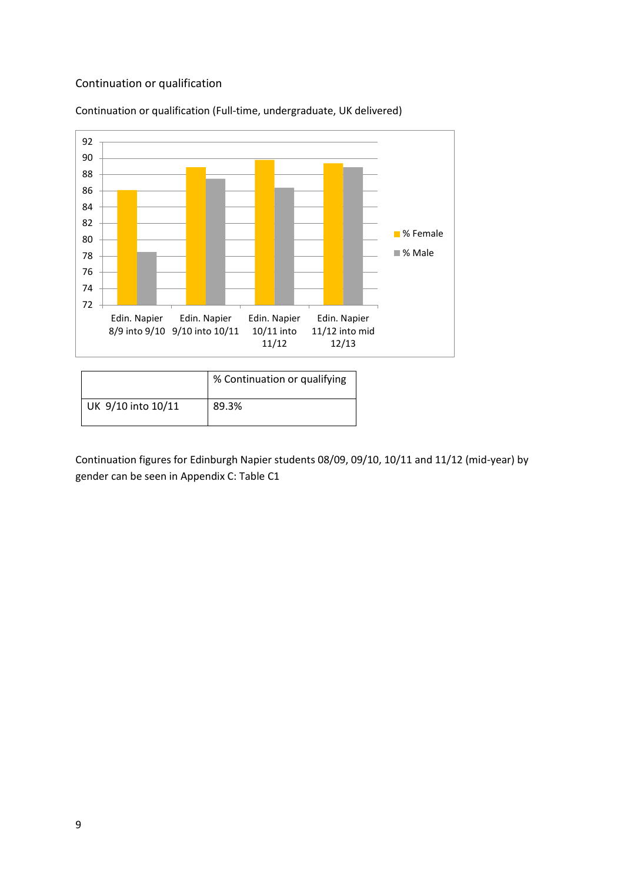## Continuation or qualification

Continuation or qualification (Full-time, undergraduate, UK delivered)

|  | % Continuation or qualifying |
|---|---|
| UK 9/10 into 10/11 | 89.3% |

Continuation figures for Edinburgh Napier students 08/09, 09/10, 10/11 and 11/12 (mid-year) by gender can be seen in Appendix C: Table C1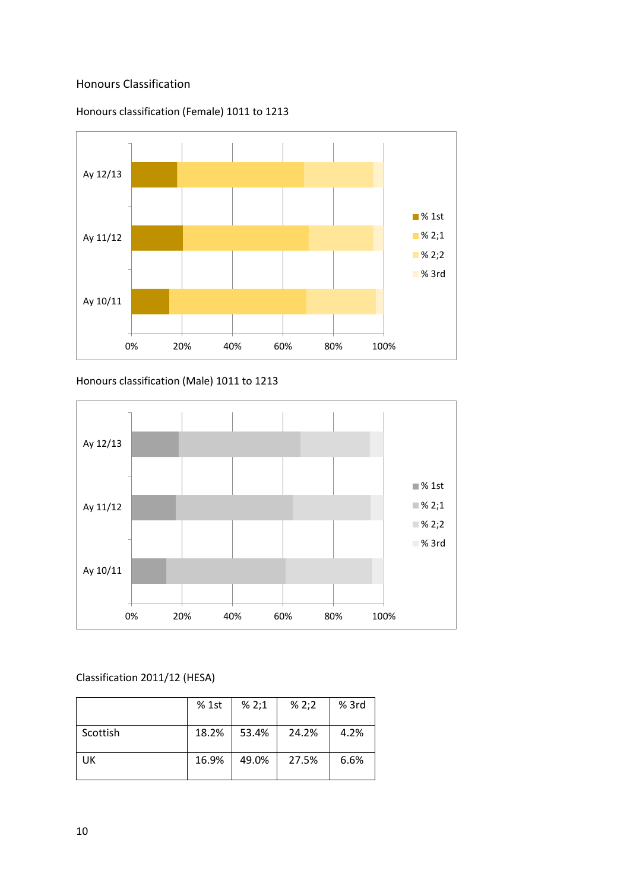Honours Classification

Honours classification (Female) 1011 to 1213

Honours classification (Male) 1011 to 1213

Classification 2011/12 (HESA)

| | % 1st | % 2;1 | % 2;2 | % 3rd |
|---|---|---|---|---|
| Scottish | 18.2% | 53.4% | 24.2% | 4.2% |
| UK | 16.9% | 49.0% | 27.5% | 6.6% |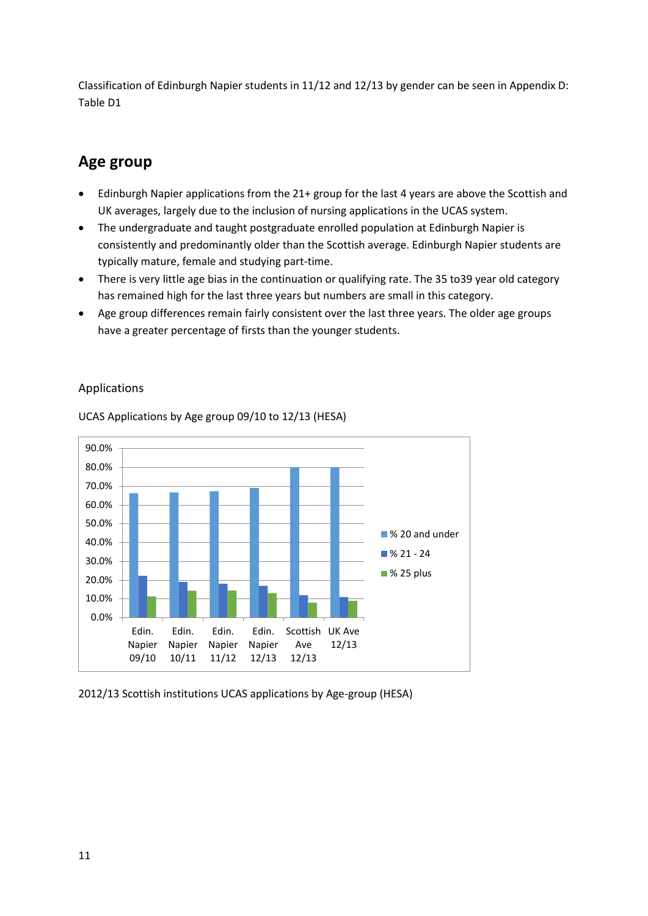Classification of Edinburgh Napier students in 11/12 and 12/13 by gender can be seen in Appendix D: Table D1

## Age group

- Edinburgh Napier applications from the 21+ group for the last 4 years are above the Scottish and UK averages, largely due to the inclusion of nursing applications in the UCAS system.
- The undergraduate and taught postgraduate enrolled population at Edinburgh Napier is consistently and predominantly older than the Scottish average. Edinburgh Napier students are typically mature, female and studying part-time.
- There is very little age bias in the continuation or qualifying rate. The 35 to39 year old category has remained high for the last three years but numbers are small in this category.
- Age group differences remain fairly consistent over the last three years. The older age groups have a greater percentage of firsts than the younger students.

Applications

UCAS Applications by Age group 09/10 to 12/13 (HESA)

2012/13 Scottish institutions UCAS applications by Age-group (HESA)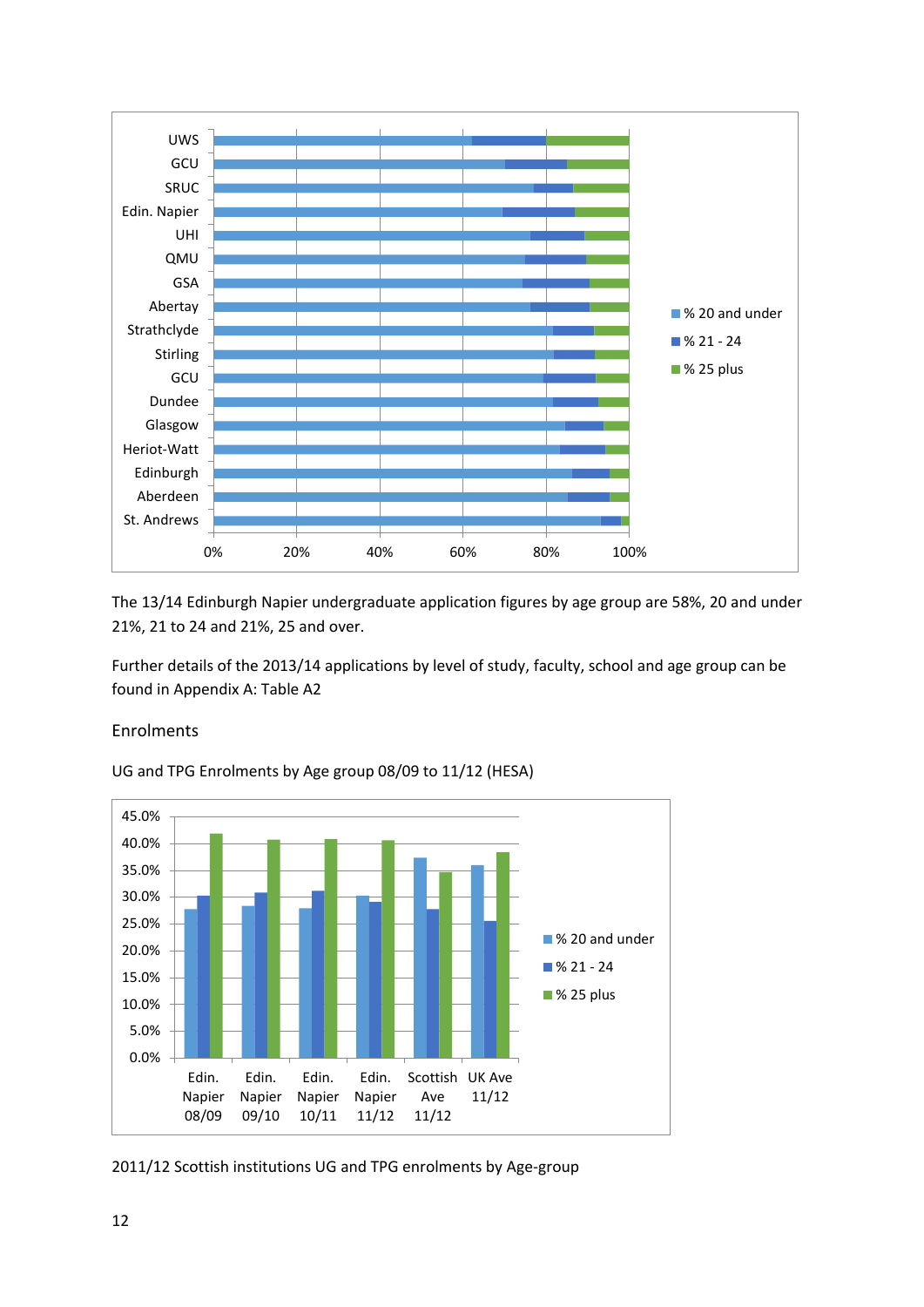The 13/14 Edinburgh Napier undergraduate application figures by age group are 58%, 20 and under 21%, 21 to 24 and 21%, 25 and over.

Further details of the 2013/14 applications by level of study, faculty, school and age group can be found in Appendix A: Table A2

## Enrolments

UG and TPG Enrolments by Age group 08/09 to 11/12 (HESA)

2011/12 Scottish institutions UG and TPG enrolments by Age-group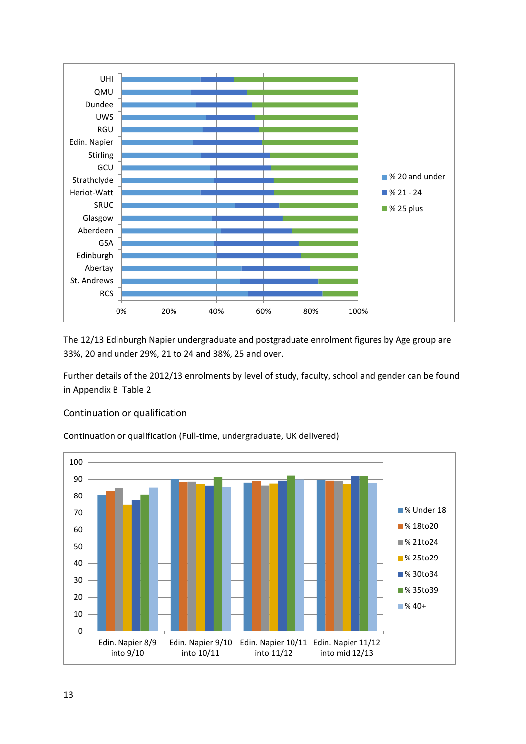The 12/13 Edinburgh Napier undergraduate and postgraduate enrolment figures by Age group are 33%, 20 and under 29%, 21 to 24 and 38%, 25 and over.

Further details of the 2012/13 enrolments by level of study, faculty, school and gender can be found in Appendix B Table 2

## Continuation or qualification

Continuation or qualification (Full-time, undergraduate, UK delivered)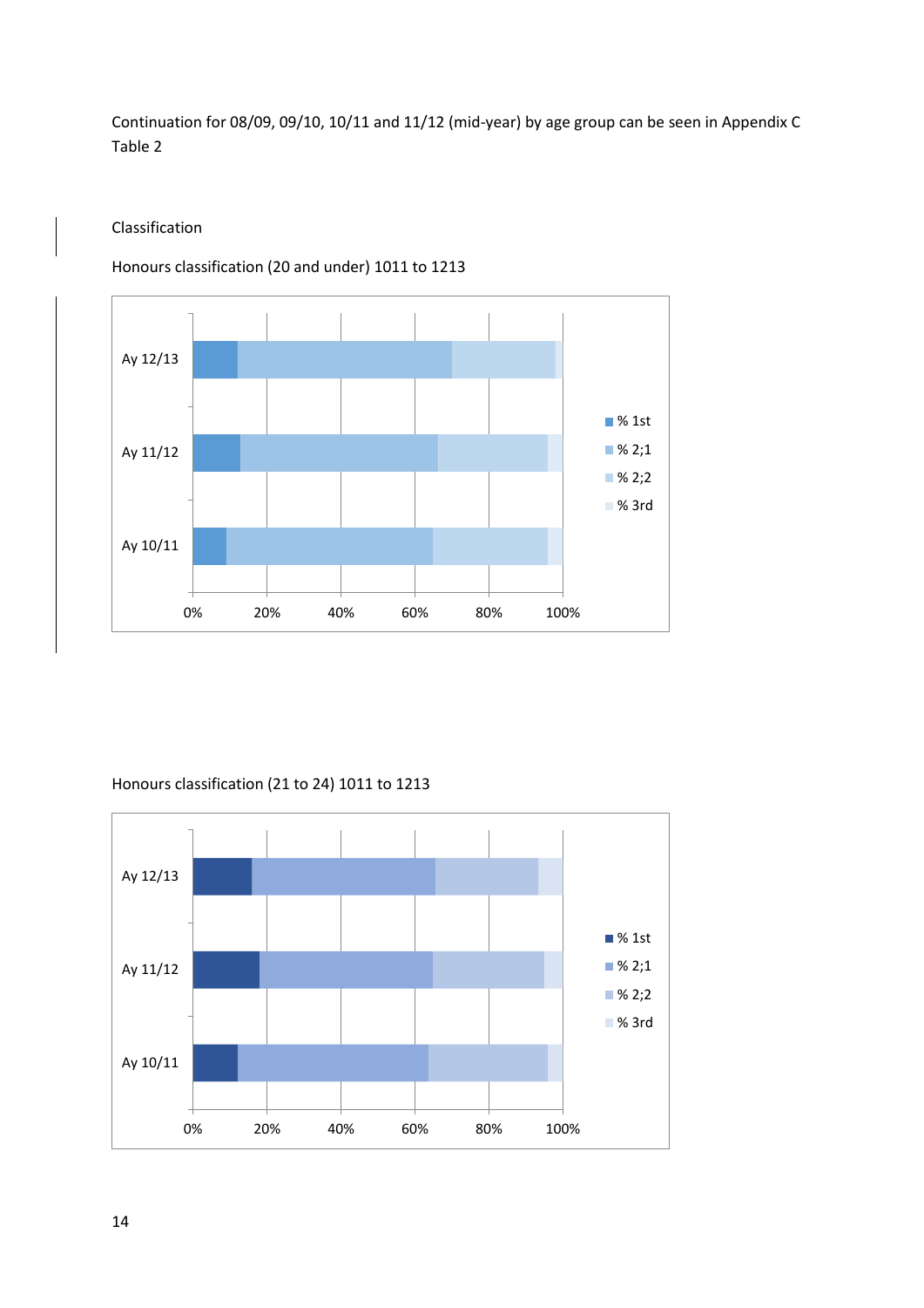Continuation for 08/09, 09/10, 10/11 and 11/12 (mid-year) by age group can be seen in Appendix C Table 2

Classification

Honours classification (20 and under) 1011 to 1213

Honours classification (21 to 24) 1011 to 1213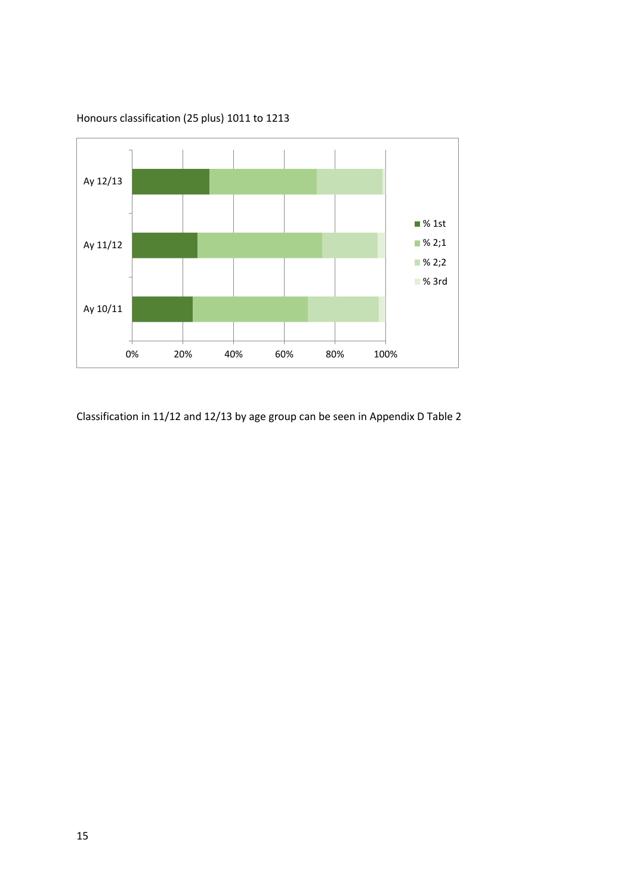Honours classification (25 plus) 1011 to 1213

Classification in 11/12 and 12/13 by age group can be seen in Appendix D Table 2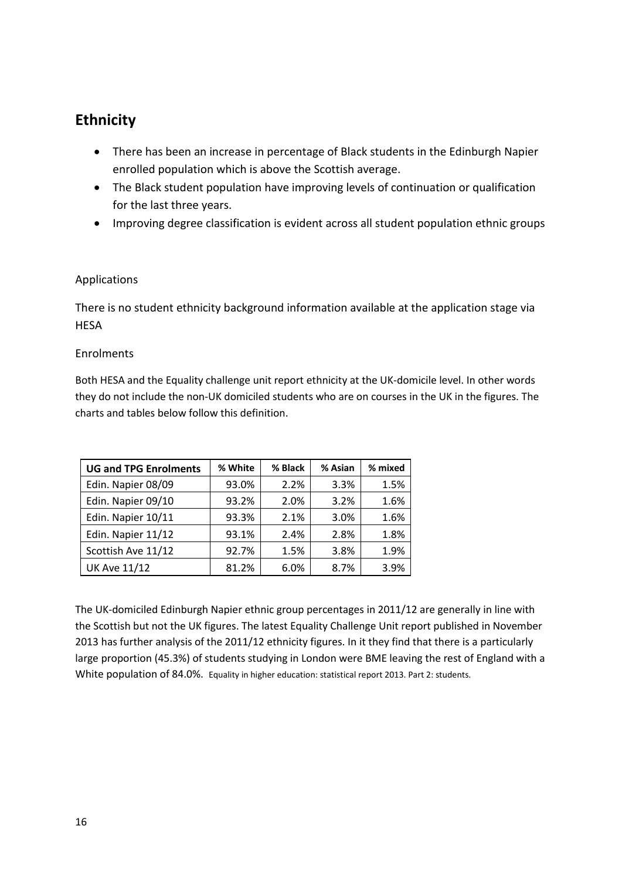## Ethnicity

- There has been an increase in percentage of Black students in the Edinburgh Napier enrolled population which is above the Scottish average.
- The Black student population have improving levels of continuation or qualification for the last three years.
- Improving degree classification is evident across all student population ethnic groups

### Applications

There is no student ethnicity background information available at the application stage via HESA

### Enrolments

Both HESA and the Equality challenge unit report ethnicity at the UK-domicile level. In other words they do not include the non-UK domiciled students who are on courses in the UK in the figures. The charts and tables below follow this definition.

| UG and TPG Enrolments | % White | % Black | % Asian | % mixed |
|---|---|---|---|---|
| Edin. Napier 08/09 | 93.0% | 2.2% | 3.3% | 1.5% |
| Edin. Napier 09/10 | 93.2% | 2.0% | 3.2% | 1.6% |
| Edin. Napier 10/11 | 93.3% | 2.1% | 3.0% | 1.6% |
| Edin. Napier 11/12 | 93.1% | 2.4% | 2.8% | 1.8% |
| Scottish Ave 11/12 | 92.7% | 1.5% | 3.8% | 1.9% |
| UK Ave 11/12 | 81.2% | 6.0% | 8.7% | 3.9% |

The UK-domiciled Edinburgh Napier ethnic group percentages in 2011/12 are generally in line with the Scottish but not the UK figures. The latest Equality Challenge Unit report published in November 2013 has further analysis of the 2011/12 ethnicity figures. In it they find that there is a particularly large proportion (45.3%) of students studying in London were BME leaving the rest of England with a White population of 84.0%. Equality in higher education: statistical report 2013. Part 2: students.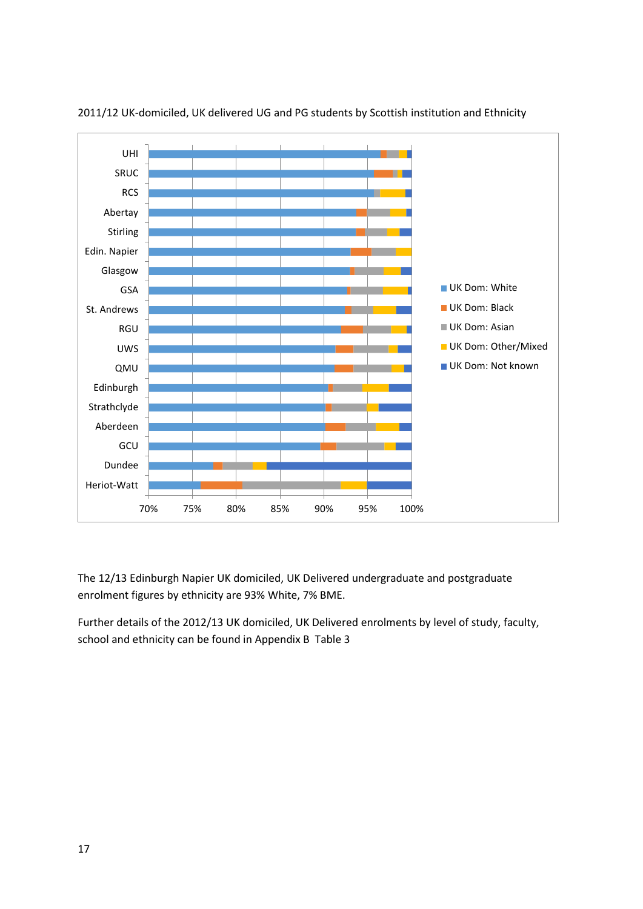2011/12 UK-domiciled, UK delivered UG and PG students by Scottish institution and Ethnicity

The 12/13 Edinburgh Napier UK domiciled, UK Delivered undergraduate and postgraduate enrolment figures by ethnicity are 93% White, 7% BME.

Further details of the 2012/13 UK domiciled, UK Delivered enrolments by level of study, faculty, school and ethnicity can be found in Appendix B Table 3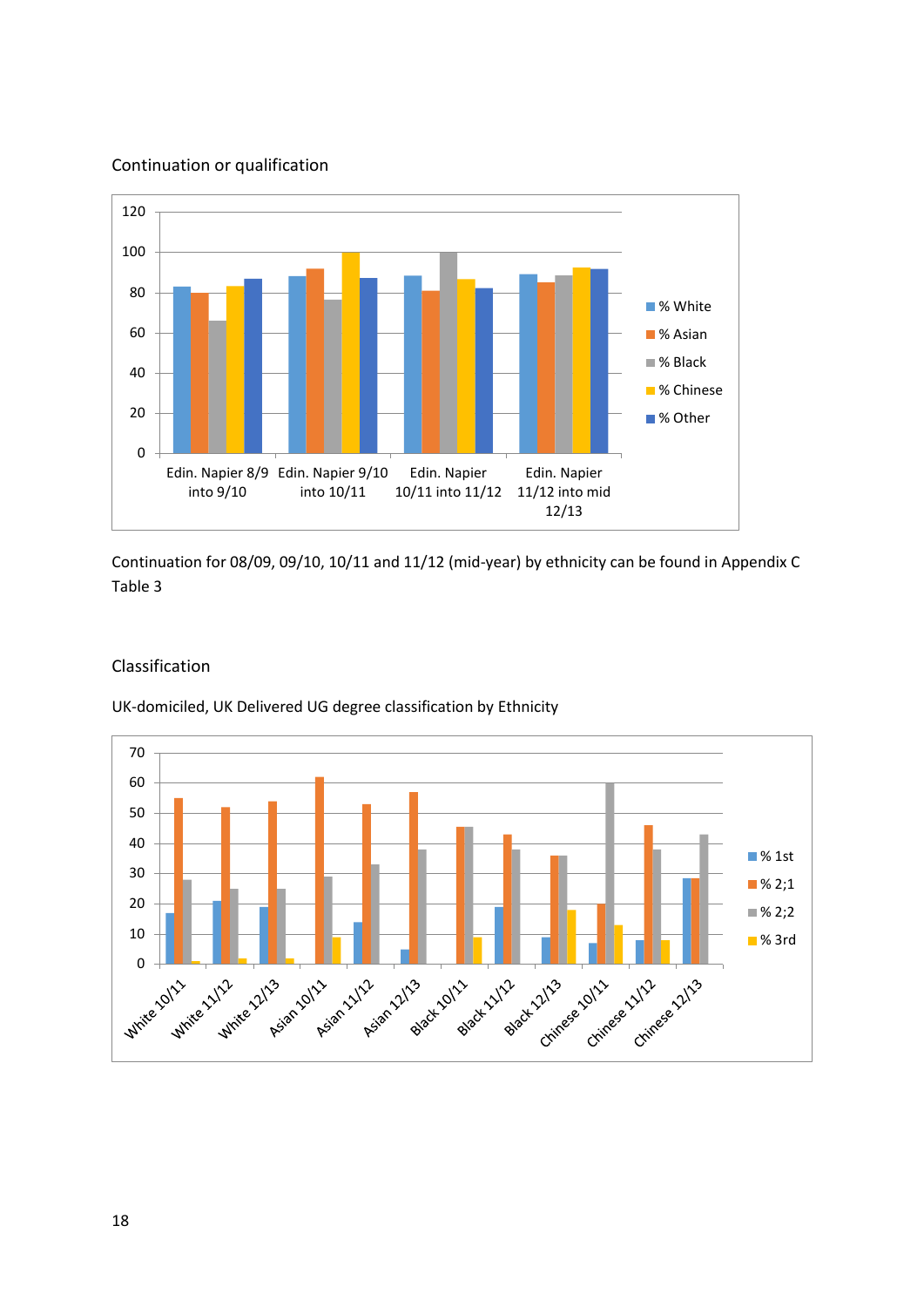Continuation or qualification

Continuation for 08/09, 09/10, 10/11 and 11/12 (mid-year) by ethnicity can be found in Appendix C Table 3

Classification

UK-domiciled, UK Delivered UG degree classification by Ethnicity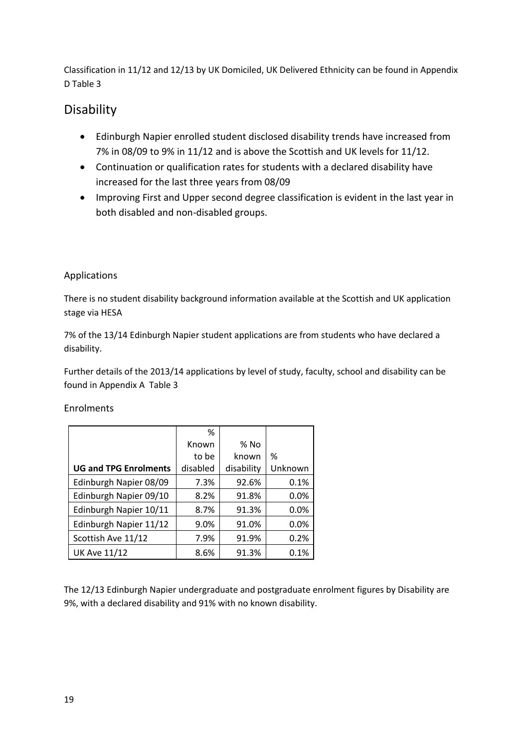Classification in 11/12 and 12/13 by UK Domiciled, UK Delivered Ethnicity can be found in Appendix D Table 3

## Disability

- Edinburgh Napier enrolled student disclosed disability trends have increased from 7% in 08/09 to 9% in 11/12 and is above the Scottish and UK levels for 11/12.
- Continuation or qualification rates for students with a declared disability have increased for the last three years from 08/09
- Improving First and Upper second degree classification is evident in the last year in both disabled and non-disabled groups.

### Applications

There is no student disability background information available at the Scottish and UK application stage via HESA

7% of the 13/14 Edinburgh Napier student applications are from students who have declared a disability.

Further details of the 2013/14 applications by level of study, faculty, school and disability can be found in Appendix A Table 3

### Enrolments

| **UG and TPG Enrolments** | % Known to be disabled | % No known disability | % Unknown |
|---|---|---|---|
| Edinburgh Napier 08/09 | 7.3% | 92.6% | 0.1% |
| Edinburgh Napier 09/10 | 8.2% | 91.8% | 0.0% |
| Edinburgh Napier 10/11 | 8.7% | 91.3% | 0.0% |
| Edinburgh Napier 11/12 | 9.0% | 91.0% | 0.0% |
| Scottish Ave 11/12 | 7.9% | 91.9% | 0.2% |
| UK Ave 11/12 | 8.6% | 91.3% | 0.1% |

The 12/13 Edinburgh Napier undergraduate and postgraduate enrolment figures by Disability are 9%, with a declared disability and 91% with no known disability.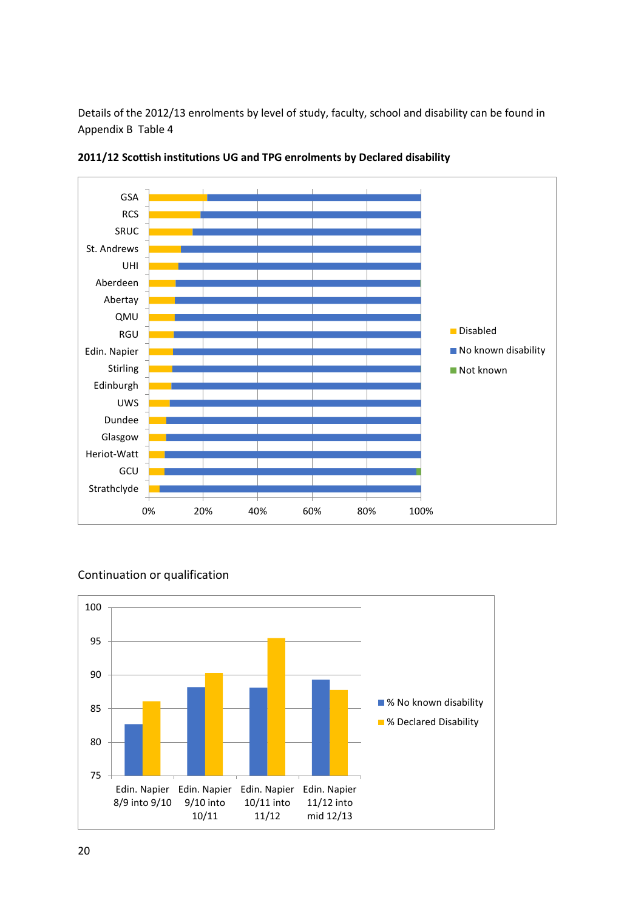Details of the 2012/13 enrolments by level of study, faculty, school and disability can be found in Appendix B Table 4

**2011/12 Scottish institutions UG and TPG enrolments by Declared disability**

Continuation or qualification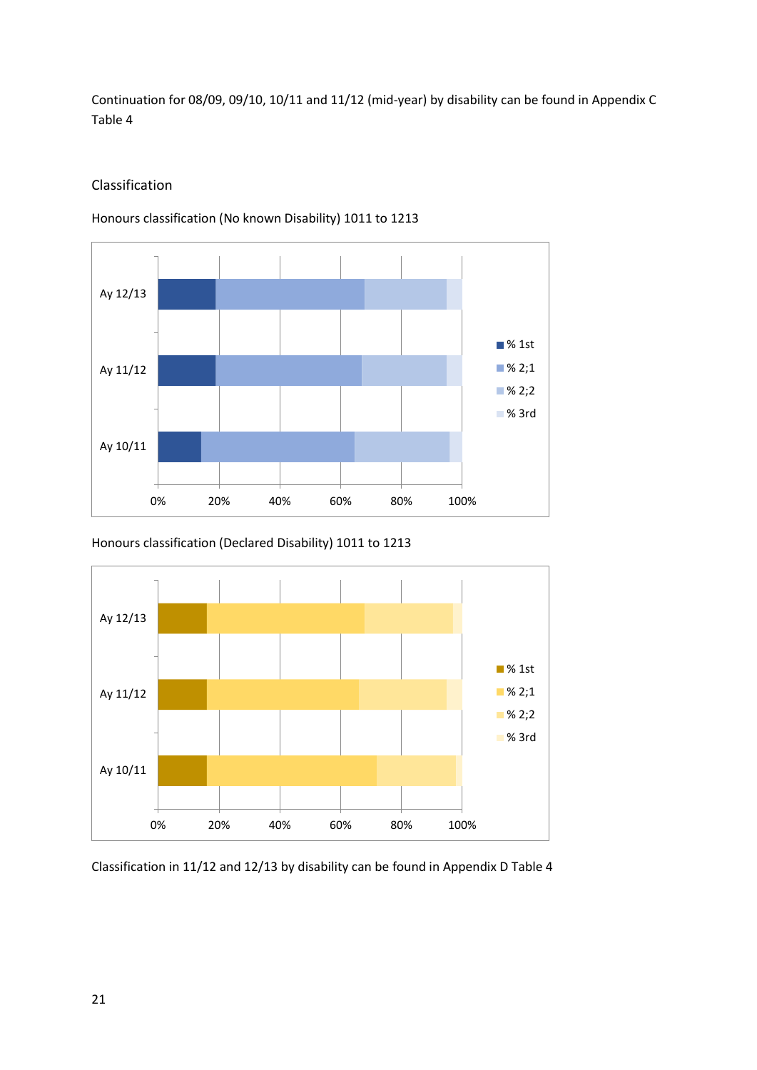Continuation for 08/09, 09/10, 10/11 and 11/12 (mid-year) by disability can be found in Appendix C Table 4

## Classification

Honours classification (No known Disability) 1011 to 1213

Honours classification (Declared Disability) 1011 to 1213

Classification in 11/12 and 12/13 by disability can be found in Appendix D Table 4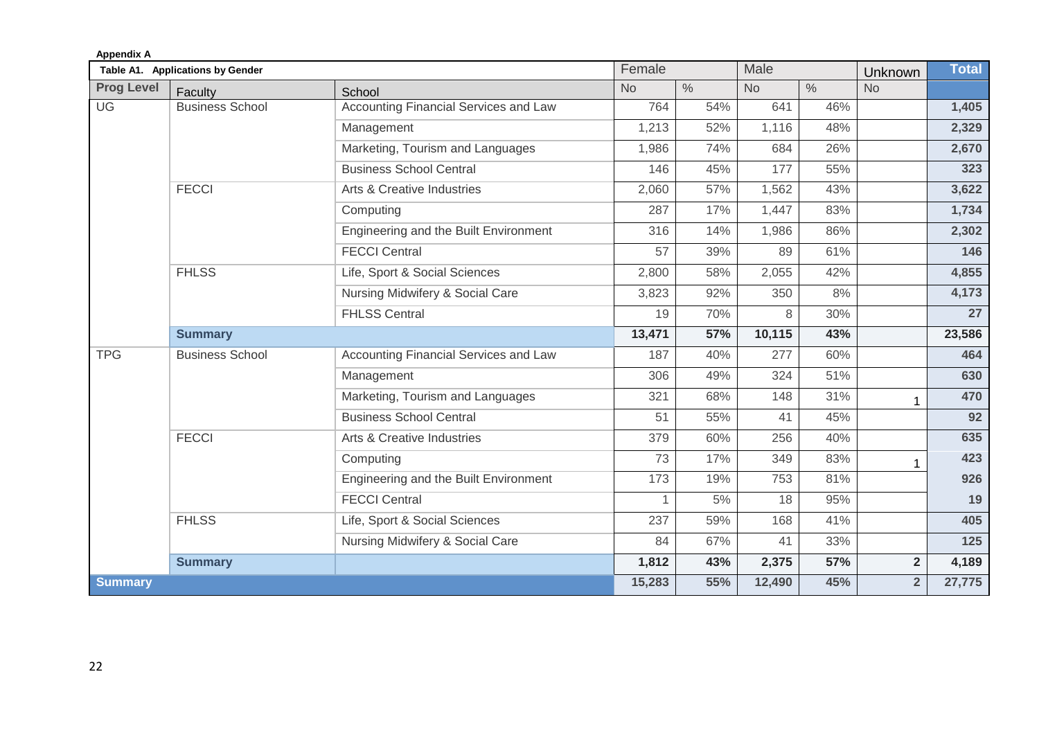**Appendix A**

| Table A1. Applications by Gender | | | Female | | Male | | Unknown | Total |
|---|---|---|---|---|---|---|---|---|
| Prog Level | Faculty | School | No | % | No | % | No | |
| UG | Business School | Accounting Financial Services and Law | 764 | 54% | 641 | 46% | | **1,405** |
| | | Management | 1,213 | 52% | 1,116 | 48% | | **2,329** |
| | | Marketing, Tourism and Languages | 1,986 | 74% | 684 | 26% | | **2,670** |
| | | Business School Central | 146 | 45% | 177 | 55% | | **323** |
| | FECCI | Arts & Creative Industries | 2,060 | 57% | 1,562 | 43% | | **3,622** |
| | | Computing | 287 | 17% | 1,447 | 83% | | **1,734** |
| | | Engineering and the Built Environment | 316 | 14% | 1,986 | 86% | | **2,302** |
| | | FECCI Central | 57 | 39% | 89 | 61% | | **146** |
| | FHLSS | Life, Sport & Social Sciences | 2,800 | 58% | 2,055 | 42% | | **4,855** |
| | | Nursing Midwifery & Social Care | 3,823 | 92% | 350 | 8% | | **4,173** |
| | | FHLSS Central | 19 | 70% | 8 | 30% | | **27** |
| | **Summary** | | **13,471** | **57%** | **10,115** | **43%** | | **23,586** |
| TPG | Business School | Accounting Financial Services and Law | 187 | 40% | 277 | 60% | | **464** |
| | | Management | 306 | 49% | 324 | 51% | | **630** |
| | | Marketing, Tourism and Languages | 321 | 68% | 148 | 31% | 1 | **470** |
| | | Business School Central | 51 | 55% | 41 | 45% | | **92** |
| | FECCI | Arts & Creative Industries | 379 | 60% | 256 | 40% | | **635** |
| | | Computing | 73 | 17% | 349 | 83% | 1 | **423** |
| | | Engineering and the Built Environment | 173 | 19% | 753 | 81% | | **926** |
| | | FECCI Central | 1 | 5% | 18 | 95% | | **19** |
| | FHLSS | Life, Sport & Social Sciences | 237 | 59% | 168 | 41% | | **405** |
| | | Nursing Midwifery & Social Care | 84 | 67% | 41 | 33% | | **125** |
| | **Summary** | | **1,812** | **43%** | **2,375** | **57%** | **2** | **4,189** |
| **Summary** | | | **15,283** | **55%** | **12,490** | **45%** | **2** | **27,775** |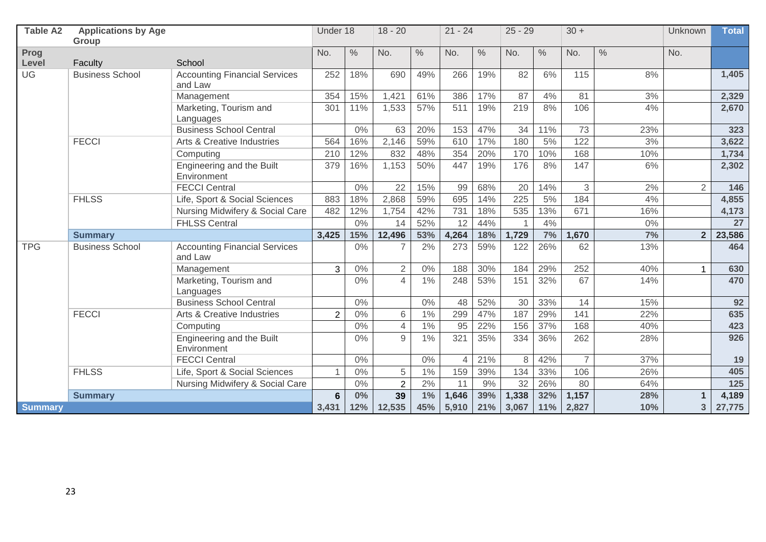| Table A2 | Applications by Age Group | | Under 18 | | 18 - 20 | | 21 - 24 | | 25 - 29 | | 30 + | | Unknown | Total |
|---|---|---|---|---|---|---|---|---|---|---|---|---|---|---|
| Prog Level | Faculty | School | No. | % | No. | % | No. | % | No. | % | No. | % | No. | |
| UG | Business School | Accounting Financial Services and Law | 252 | 18% | 690 | 49% | 266 | 19% | 82 | 6% | 115 | 8% | | 1,405 |
| | | Management | 354 | 15% | 1,421 | 61% | 386 | 17% | 87 | 4% | 81 | 3% | | 2,329 |
| | | Marketing, Tourism and Languages | 301 | 11% | 1,533 | 57% | 511 | 19% | 219 | 8% | 106 | 4% | | 2,670 |
| | | Business School Central | | 0% | 63 | 20% | 153 | 47% | 34 | 11% | 73 | 23% | | 323 |
| | FECCI | Arts & Creative Industries | 564 | 16% | 2,146 | 59% | 610 | 17% | 180 | 5% | 122 | 3% | | 3,622 |
| | | Computing | 210 | 12% | 832 | 48% | 354 | 20% | 170 | 10% | 168 | 10% | | 1,734 |
| | | Engineering and the Built Environment | 379 | 16% | 1,153 | 50% | 447 | 19% | 176 | 8% | 147 | 6% | | 2,302 |
| | | FECCI Central | | 0% | 22 | 15% | 99 | 68% | 20 | 14% | 3 | 2% | 2 | 146 |
| | FHLSS | Life, Sport & Social Sciences | 883 | 18% | 2,868 | 59% | 695 | 14% | 225 | 5% | 184 | 4% | | 4,855 |
| | | Nursing Midwifery & Social Care | 482 | 12% | 1,754 | 42% | 731 | 18% | 535 | 13% | 671 | 16% | | 4,173 |
| | | FHLSS Central | | 0% | 14 | 52% | 12 | 44% | 1 | 4% | | 0% | | 27 |
| | **Summary** | | **3,425** | **15%** | **12,496** | **53%** | **4,264** | **18%** | **1,729** | **7%** | **1,670** | **7%** | **2** | **23,586** |
| TPG | Business School | Accounting Financial Services and Law | | 0% | 7 | 2% | 273 | 59% | 122 | 26% | 62 | 13% | | 464 |
| | | Management | 3 | 0% | 2 | 0% | 188 | 30% | 184 | 29% | 252 | 40% | 1 | 630 |
| | | Marketing, Tourism and Languages | | 0% | 4 | 1% | 248 | 53% | 151 | 32% | 67 | 14% | | 470 |
| | | Business School Central | | 0% | | 0% | 48 | 52% | 30 | 33% | 14 | 15% | | 92 |
| | FECCI | Arts & Creative Industries | 2 | 0% | 6 | 1% | 299 | 47% | 187 | 29% | 141 | 22% | | 635 |
| | | Computing | | 0% | 4 | 1% | 95 | 22% | 156 | 37% | 168 | 40% | | 423 |
| | | Engineering and the Built Environment | | 0% | 9 | 1% | 321 | 35% | 334 | 36% | 262 | 28% | | 926 |
| | | FECCI Central | | 0% | | 0% | 4 | 21% | 8 | 42% | 7 | 37% | | 19 |
| | FHLSS | Life, Sport & Social Sciences | 1 | 0% | 5 | 1% | 159 | 39% | 134 | 33% | 106 | 26% | | 405 |
| | | Nursing Midwifery & Social Care | | 0% | 2 | 2% | 11 | 9% | 32 | 26% | 80 | 64% | | 125 |
| | **Summary** | | **6** | **0%** | **39** | **1%** | **1,646** | **39%** | **1,338** | **32%** | **1,157** | **28%** | **1** | **4,189** |
| **Summary** | | | **3,431** | **12%** | **12,535** | **45%** | **5,910** | **21%** | **3,067** | **11%** | **2,827** | **10%** | **3** | **27,775** |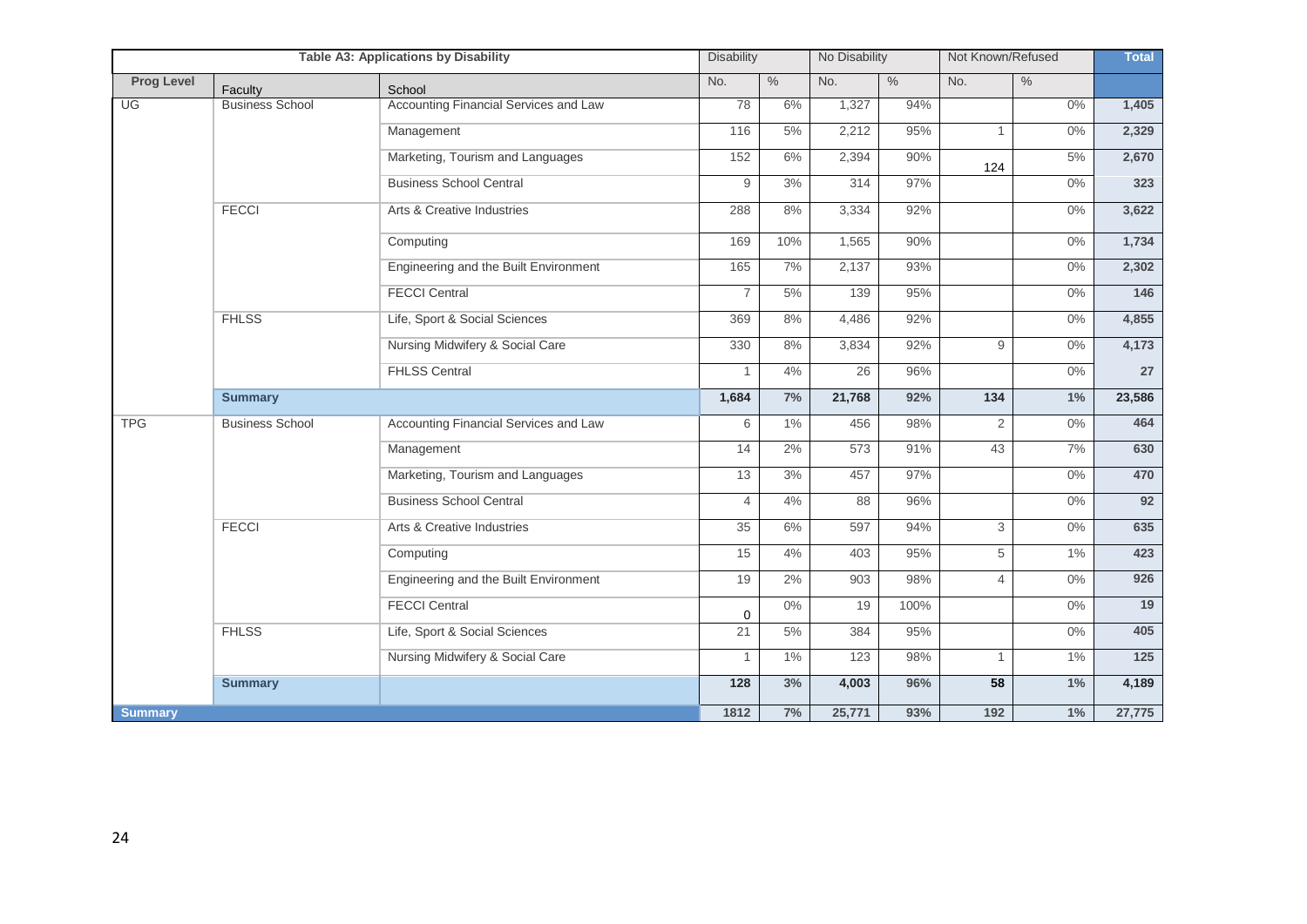| Table A3: Applications by Disability | | | Disability | | No Disability | | Not Known/Refused | | Total |
|---|---|---|---|---|---|---|---|---|---|
| Prog Level | Faculty | School | No. | % | No. | % | No. | % | |
| UG | Business School | Accounting Financial Services and Law | 78 | 6% | 1,327 | 94% | | 0% | 1,405 |
| | | Management | 116 | 5% | 2,212 | 95% | 1 | 0% | 2,329 |
| | | Marketing, Tourism and Languages | 152 | 6% | 2,394 | 90% | 124 | 5% | 2,670 |
| | | Business School Central | 9 | 3% | 314 | 97% | | 0% | 323 |
| | FECCI | Arts & Creative Industries | 288 | 8% | 3,334 | 92% | | 0% | 3,622 |
| | | Computing | 169 | 10% | 1,565 | 90% | | 0% | 1,734 |
| | | Engineering and the Built Environment | 165 | 7% | 2,137 | 93% | | 0% | 2,302 |
| | | FECCI Central | 7 | 5% | 139 | 95% | | 0% | 146 |
| | FHLSS | Life, Sport & Social Sciences | 369 | 8% | 4,486 | 92% | | 0% | 4,855 |
| | | Nursing Midwifery & Social Care | 330 | 8% | 3,834 | 92% | 9 | 0% | 4,173 |
| | | FHLSS Central | 1 | 4% | 26 | 96% | | 0% | 27 |
| | **Summary** | | **1,684** | **7%** | **21,768** | **92%** | **134** | **1%** | **23,586** |
| TPG | Business School | Accounting Financial Services and Law | 6 | 1% | 456 | 98% | 2 | 0% | 464 |
| | | Management | 14 | 2% | 573 | 91% | 43 | 7% | 630 |
| | | Marketing, Tourism and Languages | 13 | 3% | 457 | 97% | | 0% | 470 |
| | | Business School Central | 4 | 4% | 88 | 96% | | 0% | 92 |
| | FECCI | Arts & Creative Industries | 35 | 6% | 597 | 94% | 3 | 0% | 635 |
| | | Computing | 15 | 4% | 403 | 95% | 5 | 1% | 423 |
| | | Engineering and the Built Environment | 19 | 2% | 903 | 98% | 4 | 0% | 926 |
| | | FECCI Central | 0 | 0% | 19 | 100% | | 0% | 19 |
| | FHLSS | Life, Sport & Social Sciences | 21 | 5% | 384 | 95% | | 0% | 405 |
| | | Nursing Midwifery & Social Care | 1 | 1% | 123 | 98% | 1 | 1% | 125 |
| | **Summary** | | **128** | **3%** | **4,003** | **96%** | **58** | **1%** | **4,189** |
| **Summary** | | | **1812** | **7%** | **25,771** | **93%** | **192** | **1%** | **27,775** |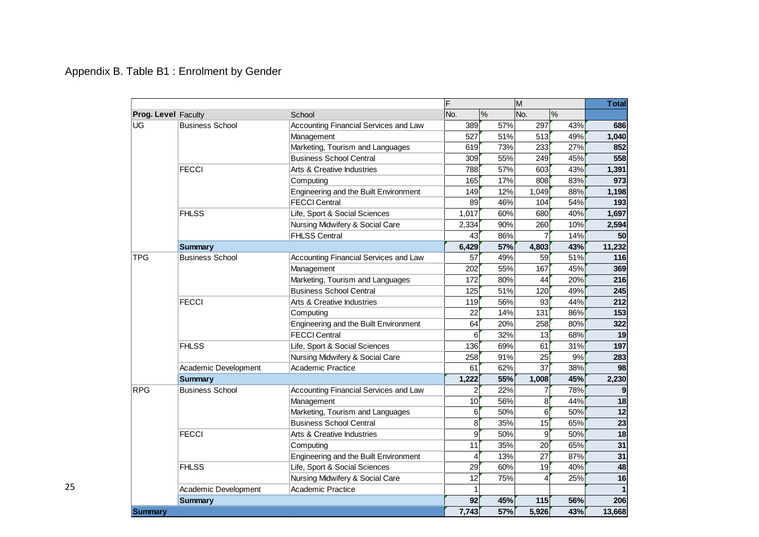Appendix B. Table B1 : Enrolment by Gender

| | | | F | | M | | Total |
|---|---|---|---|---|---|---|---|
| **Prog. Level** | Faculty | School | No. | % | No. | % | |
| UG | Business School | Accounting Financial Services and Law | 389 | 57% | 297 | 43% | **686** |
| | | Management | 527 | 51% | 513 | 49% | **1,040** |
| | | Marketing, Tourism and Languages | 619 | 73% | 233 | 27% | **852** |
| | | Business School Central | 309 | 55% | 249 | 45% | **558** |
| | FECCI | Arts & Creative Industries | 788 | 57% | 603 | 43% | **1,391** |
| | | Computing | 165 | 17% | 808 | 83% | **973** |
| | | Engineering and the Built Environment | 149 | 12% | 1,049 | 88% | **1,198** |
| | | FECCI Central | 89 | 46% | 104 | 54% | **193** |
| | FHLSS | Life, Sport & Social Sciences | 1,017 | 60% | 680 | 40% | **1,697** |
| | | Nursing Midwifery & Social Care | 2,334 | 90% | 260 | 10% | **2,594** |
| | | FHLSS Central | 43 | 86% | 7 | 14% | **50** |
| | **Summary** | | **6,429** | **57%** | **4,803** | **43%** | **11,232** |
| TPG | Business School | Accounting Financial Services and Law | 57 | 49% | 59 | 51% | **116** |
| | | Management | 202 | 55% | 167 | 45% | **369** |
| | | Marketing, Tourism and Languages | 172 | 80% | 44 | 20% | **216** |
| | | Business School Central | 125 | 51% | 120 | 49% | **245** |
| | FECCI | Arts & Creative Industries | 119 | 56% | 93 | 44% | **212** |
| | | Computing | 22 | 14% | 131 | 86% | **153** |
| | | Engineering and the Built Environment | 64 | 20% | 258 | 80% | **322** |
| | | FECCI Central | 6 | 32% | 13 | 68% | **19** |
| | FHLSS | Life, Sport & Social Sciences | 136 | 69% | 61 | 31% | **197** |
| | | Nursing Midwifery & Social Care | 258 | 91% | 25 | 9% | **283** |
| | Academic Development | Academic Practice | 61 | 62% | 37 | 38% | **98** |
| | **Summary** | | **1,222** | **55%** | **1,008** | **45%** | **2,230** |
| RPG | Business School | Accounting Financial Services and Law | 2 | 22% | 7 | 78% | **9** |
| | | Management | 10 | 56% | 8 | 44% | **18** |
| | | Marketing, Tourism and Languages | 6 | 50% | 6 | 50% | **12** |
| | | Business School Central | 8 | 35% | 15 | 65% | **23** |
| | FECCI | Arts & Creative Industries | 9 | 50% | 9 | 50% | **18** |
| | | Computing | 11 | 35% | 20 | 65% | **31** |
| | | Engineering and the Built Environment | 4 | 13% | 27 | 87% | **31** |
| | FHLSS | Life, Sport & Social Sciences | 29 | 60% | 19 | 40% | **48** |
| | | Nursing Midwifery & Social Care | 12 | 75% | 4 | 25% | **16** |
| | Academic Development | Academic Practice | 1 | | | | **1** |
| | **Summary** | | **92** | **45%** | **115** | **56%** | **206** |
| **Summary** | | | **7,743** | **57%** | **5,926** | **43%** | **13,668** |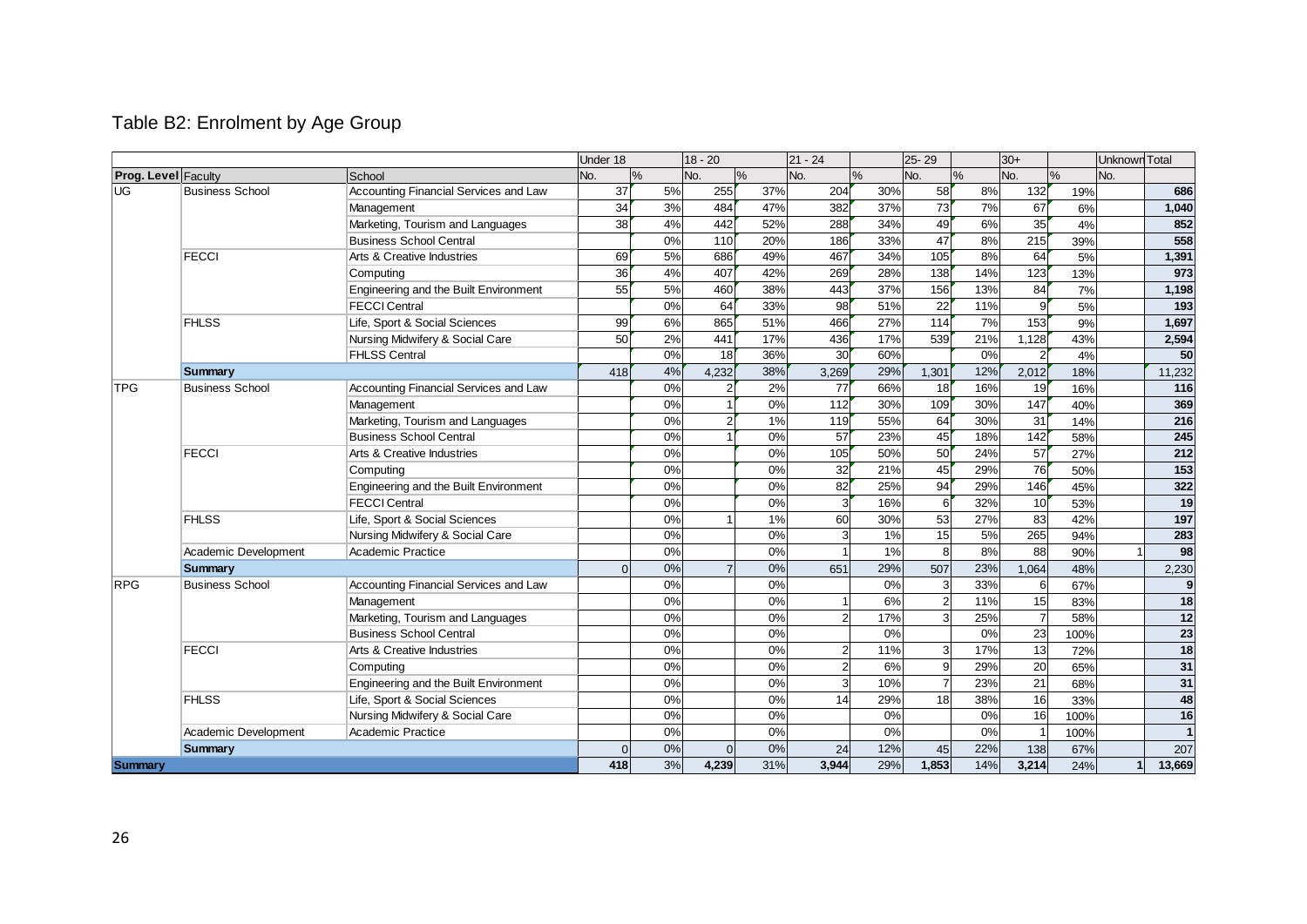## Table B2: Enrolment by Age Group

| | | | Under 18 | | 18 - 20 | | 21 - 24 | | 25- 29 | | 30+ | | Unknown | Total |
|---|---|---|---|---|---|---|---|---|---|---|---|---|---|---|
| Prog. Level | Faculty | School | No. | % | No. | % | No. | % | No. | % | No. | % | No. | |
| UG | Business School | Accounting Financial Services and Law | 37 | 5% | 255 | 37% | 204 | 30% | 58 | 8% | 132 | 19% | | 686 |
| | | Management | 34 | 3% | 484 | 47% | 382 | 37% | 73 | 7% | 67 | 6% | | 1,040 |
| | | Marketing, Tourism and Languages | 38 | 4% | 442 | 52% | 288 | 34% | 49 | 6% | 35 | 4% | | 852 |
| | | Business School Central | | 0% | 110 | 20% | 186 | 33% | 47 | 8% | 215 | 39% | | 558 |
| | FECCI | Arts & Creative Industries | 69 | 5% | 686 | 49% | 467 | 34% | 105 | 8% | 64 | 5% | | 1,391 |
| | | Computing | 36 | 4% | 407 | 42% | 269 | 28% | 138 | 14% | 123 | 13% | | 973 |
| | | Engineering and the Built Environment | 55 | 5% | 460 | 38% | 443 | 37% | 156 | 13% | 84 | 7% | | 1,198 |
| | | FECCI Central | | 0% | 64 | 33% | 98 | 51% | 22 | 11% | 9 | 5% | | 193 |
| | FHLSS | Life, Sport & Social Sciences | 99 | 6% | 865 | 51% | 466 | 27% | 114 | 7% | 153 | 9% | | 1,697 |
| | | Nursing Midwifery & Social Care | 50 | 2% | 441 | 17% | 436 | 17% | 539 | 21% | 1,128 | 43% | | 2,594 |
| | | FHLSS Central | | 0% | 18 | 36% | 30 | 60% | | 0% | 2 | 4% | | 50 |
| | **Summary** | | 418 | 4% | 4,232 | 38% | 3,269 | 29% | 1,301 | 12% | 2,012 | 18% | | 11,232 |
| TPG | Business School | Accounting Financial Services and Law | | 0% | 2 | 2% | 77 | 66% | 18 | 16% | 19 | 16% | | 116 |
| | | Management | | 0% | 1 | 0% | 112 | 30% | 109 | 30% | 147 | 40% | | 369 |
| | | Marketing, Tourism and Languages | | 0% | 2 | 1% | 119 | 55% | 64 | 30% | 31 | 14% | | 216 |
| | | Business School Central | | 0% | 1 | 0% | 57 | 23% | 45 | 18% | 142 | 58% | | 245 |
| | FECCI | Arts & Creative Industries | | 0% | | 0% | 105 | 50% | 50 | 24% | 57 | 27% | | 212 |
| | | Computing | | 0% | | 0% | 32 | 21% | 45 | 29% | 76 | 50% | | 153 |
| | | Engineering and the Built Environment | | 0% | | 0% | 82 | 25% | 94 | 29% | 146 | 45% | | 322 |
| | | FECCI Central | | 0% | | 0% | 3 | 16% | 6 | 32% | 10 | 53% | | 19 |
| | FHLSS | Life, Sport & Social Sciences | | 0% | 1 | 1% | 60 | 30% | 53 | 27% | 83 | 42% | | 197 |
| | | Nursing Midwifery & Social Care | | 0% | | 0% | 3 | 1% | 15 | 5% | 265 | 94% | | 283 |
| | Academic Development | Academic Practice | | 0% | | 0% | 1 | 1% | 8 | 8% | 88 | 90% | 1 | 98 |
| | **Summary** | | 0 | 0% | 7 | 0% | 651 | 29% | 507 | 23% | 1,064 | 48% | | 2,230 |
| RPG | Business School | Accounting Financial Services and Law | | 0% | | 0% | | 0% | 3 | 33% | 6 | 67% | | 9 |
| | | Management | | 0% | | 0% | 1 | 6% | 2 | 11% | 15 | 83% | | 18 |
| | | Marketing, Tourism and Languages | | 0% | | 0% | 2 | 17% | 3 | 25% | 7 | 58% | | 12 |
| | | Business School Central | | 0% | | 0% | | 0% | | 0% | 23 | 100% | | 23 |
| | FECCI | Arts & Creative Industries | | 0% | | 0% | 2 | 11% | 3 | 17% | 13 | 72% | | 18 |
| | | Computing | | 0% | | 0% | 2 | 6% | 9 | 29% | 20 | 65% | | 31 |
| | | Engineering and the Built Environment | | 0% | | 0% | 3 | 10% | 7 | 23% | 21 | 68% | | 31 |
| | FHLSS | Life, Sport & Social Sciences | | 0% | | 0% | 14 | 29% | 18 | 38% | 16 | 33% | | 48 |
| | | Nursing Midwifery & Social Care | | 0% | | 0% | | 0% | | 0% | 16 | 100% | | 16 |
| | Academic Development | Academic Practice | | 0% | | 0% | | 0% | | 0% | 1 | 100% | | 1 |
| | **Summary** | | 0 | 0% | 0 | 0% | 24 | 12% | 45 | 22% | 138 | 67% | | 207 |
| **Summary** | | | 418 | 3% | 4,239 | 31% | 3,944 | 29% | 1,853 | 14% | 3,214 | 24% | 1 | 13,669 |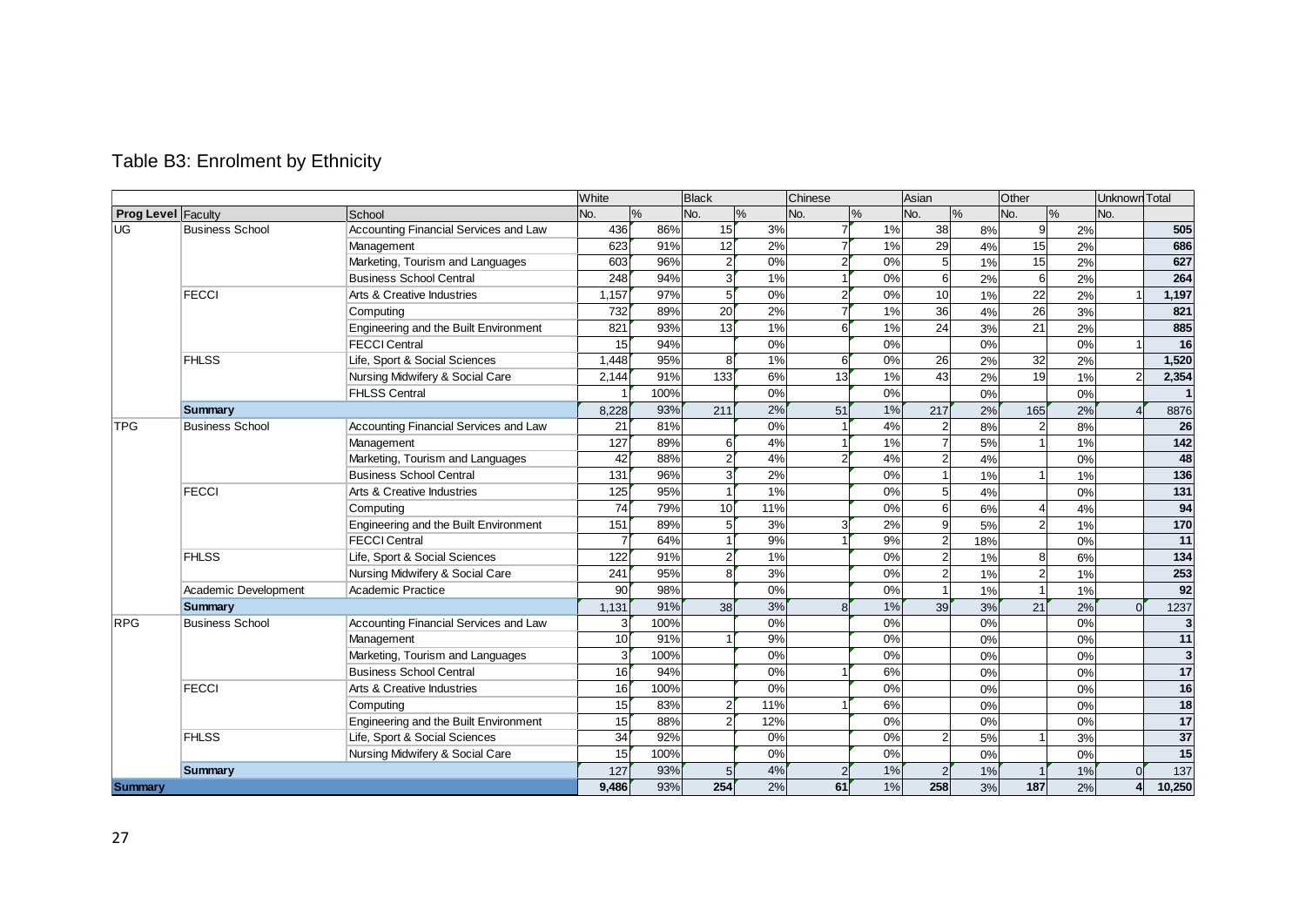## Table B3: Enrolment by Ethnicity

| | | | White | | Black | | Chinese | | Asian | | Other | | Unknown | Total |
|---|---|---|---|---|---|---|---|---|---|---|---|---|---|---|
| Prog Level | Faculty | School | No. | % | No. | % | No. | % | No. | % | No. | % | No. | |
| UG | Business School | Accounting Financial Services and Law | 436 | 86% | 15 | 3% | 7 | 1% | 38 | 8% | 9 | 2% | | 505 |
| | | Management | 623 | 91% | 12 | 2% | 7 | 1% | 29 | 4% | 15 | 2% | | 686 |
| | | Marketing, Tourism and Languages | 603 | 96% | 2 | 0% | 2 | 0% | 5 | 1% | 15 | 2% | | 627 |
| | | Business School Central | 248 | 94% | 3 | 1% | 1 | 0% | 6 | 2% | 6 | 2% | | 264 |
| | FECCI | Arts & Creative Industries | 1,157 | 97% | 5 | 0% | 2 | 0% | 10 | 1% | 22 | 2% | 1 | 1,197 |
| | | Computing | 732 | 89% | 20 | 2% | 7 | 1% | 36 | 4% | 26 | 3% | | 821 |
| | | Engineering and the Built Environment | 821 | 93% | 13 | 1% | 6 | 1% | 24 | 3% | 21 | 2% | | 885 |
| | | FECCI Central | 15 | 94% | | 0% | | 0% | | 0% | | 0% | 1 | 16 |
| | FHLSS | Life, Sport & Social Sciences | 1,448 | 95% | 8 | 1% | 6 | 0% | 26 | 2% | 32 | 2% | | 1,520 |
| | | Nursing Midwifery & Social Care | 2,144 | 91% | 133 | 6% | 13 | 1% | 43 | 2% | 19 | 1% | 2 | 2,354 |
| | | FHLSS Central | 1 | 100% | | 0% | | 0% | | 0% | | 0% | | 1 |
| | **Summary** | | 8,228 | 93% | 211 | 2% | 51 | 1% | 217 | 2% | 165 | 2% | 4 | 8876 |
| TPG | Business School | Accounting Financial Services and Law | 21 | 81% | | 0% | 1 | 4% | 2 | 8% | 2 | 8% | | 26 |
| | | Management | 127 | 89% | 6 | 4% | 1 | 1% | 7 | 5% | 1 | 1% | | 142 |
| | | Marketing, Tourism and Languages | 42 | 88% | 2 | 4% | 2 | 4% | 2 | 4% | | 0% | | 48 |
| | | Business School Central | 131 | 96% | 3 | 2% | | 0% | 1 | 1% | 1 | 1% | | 136 |
| | FECCI | Arts & Creative Industries | 125 | 95% | 1 | 1% | | 0% | 5 | 4% | | 0% | | 131 |
| | | Computing | 74 | 79% | 10 | 11% | | 0% | 6 | 6% | 4 | 4% | | 94 |
| | | Engineering and the Built Environment | 151 | 89% | 5 | 3% | 3 | 2% | 9 | 5% | 2 | 1% | | 170 |
| | | FECCI Central | 7 | 64% | 1 | 9% | 1 | 9% | 2 | 18% | | 0% | | 11 |
| | FHLSS | Life, Sport & Social Sciences | 122 | 91% | 2 | 1% | | 0% | 2 | 1% | 8 | 6% | | 134 |
| | | Nursing Midwifery & Social Care | 241 | 95% | 8 | 3% | | 0% | 2 | 1% | 2 | 1% | | 253 |
| | Academic Development | Academic Practice | 90 | 98% | | 0% | | 0% | 1 | 1% | 1 | 1% | | 92 |
| | **Summary** | | 1,131 | 91% | 38 | 3% | 8 | 1% | 39 | 3% | 21 | 2% | 0 | 1237 |
| RPG | Business School | Accounting Financial Services and Law | 3 | 100% | | 0% | | 0% | | 0% | | 0% | | 3 |
| | | Management | 10 | 91% | 1 | 9% | | 0% | | 0% | | 0% | | 11 |
| | | Marketing, Tourism and Languages | 3 | 100% | | 0% | | 0% | | 0% | | 0% | | 3 |
| | | Business School Central | 16 | 94% | | 0% | 1 | 6% | | 0% | | 0% | | 17 |
| | FECCI | Arts & Creative Industries | 16 | 100% | | 0% | | 0% | | 0% | | 0% | | 16 |
| | | Computing | 15 | 83% | 2 | 11% | 1 | 6% | | 0% | | 0% | | 18 |
| | | Engineering and the Built Environment | 15 | 88% | 2 | 12% | | 0% | | 0% | | 0% | | 17 |
| | FHLSS | Life, Sport & Social Sciences | 34 | 92% | | 0% | | 0% | 2 | 5% | 1 | 3% | | 37 |
| | | Nursing Midwifery & Social Care | 15 | 100% | | 0% | | 0% | | 0% | | 0% | | 15 |
| | **Summary** | | 127 | 93% | 5 | 4% | 2 | 1% | 2 | 1% | 1 | 1% | 0 | 137 |
| **Summary** | | | 9,486 | 93% | 254 | 2% | 61 | 1% | 258 | 3% | 187 | 2% | 4 | 10,250 |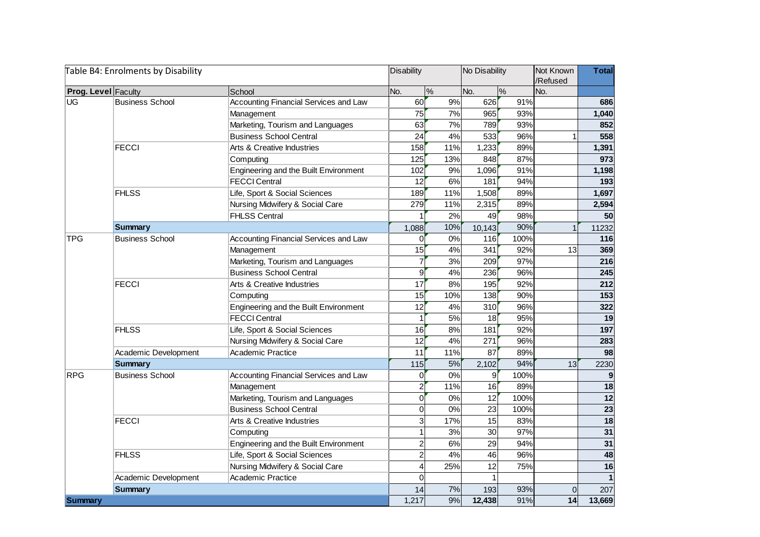| Table B4: Enrolments by Disability | | | Disability | | No Disability | | Not Known /Refused | Total |
|---|---|---|---|---|---|---|---|---|
| **Prog. Level** | Faculty | School | No. | % | No. | % | No. | |
| UG | Business School | Accounting Financial Services and Law | 60 | 9% | 626 | 91% | | **686** |
| | | Management | 75 | 7% | 965 | 93% | | **1,040** |
| | | Marketing, Tourism and Languages | 63 | 7% | 789 | 93% | | **852** |
| | | Business School Central | 24 | 4% | 533 | 96% | 1 | **558** |
| | FECCI | Arts & Creative Industries | 158 | 11% | 1,233 | 89% | | **1,391** |
| | | Computing | 125 | 13% | 848 | 87% | | **973** |
| | | Engineering and the Built Environment | 102 | 9% | 1,096 | 91% | | **1,198** |
| | | FECCI Central | 12 | 6% | 181 | 94% | | **193** |
| | FHLSS | Life, Sport & Social Sciences | 189 | 11% | 1,508 | 89% | | **1,697** |
| | | Nursing Midwifery & Social Care | 279 | 11% | 2,315 | 89% | | **2,594** |
| | | FHLSS Central | 1 | 2% | 49 | 98% | | **50** |
| | **Summary** | | 1,088 | 10% | 10,143 | 90% | 1 | 11232 |
| TPG | Business School | Accounting Financial Services and Law | 0 | 0% | 116 | 100% | | **116** |
| | | Management | 15 | 4% | 341 | 92% | 13 | **369** |
| | | Marketing, Tourism and Languages | 7 | 3% | 209 | 97% | | **216** |
| | | Business School Central | 9 | 4% | 236 | 96% | | **245** |
| | FECCI | Arts & Creative Industries | 17 | 8% | 195 | 92% | | **212** |
| | | Computing | 15 | 10% | 138 | 90% | | **153** |
| | | Engineering and the Built Environment | 12 | 4% | 310 | 96% | | **322** |
| | | FECCI Central | 1 | 5% | 18 | 95% | | **19** |
| | FHLSS | Life, Sport & Social Sciences | 16 | 8% | 181 | 92% | | **197** |
| | | Nursing Midwifery & Social Care | 12 | 4% | 271 | 96% | | **283** |
| | Academic Development | Academic Practice | 11 | 11% | 87 | 89% | | **98** |
| | **Summary** | | 115 | 5% | 2,102 | 94% | 13 | 2230 |
| RPG | Business School | Accounting Financial Services and Law | 0 | 0% | 9 | 100% | | **9** |
| | | Management | 2 | 11% | 16 | 89% | | **18** |
| | | Marketing, Tourism and Languages | 0 | 0% | 12 | 100% | | **12** |
| | | Business School Central | 0 | 0% | 23 | 100% | | **23** |
| | FECCI | Arts & Creative Industries | 3 | 17% | 15 | 83% | | **18** |
| | | Computing | 1 | 3% | 30 | 97% | | **31** |
| | | Engineering and the Built Environment | 2 | 6% | 29 | 94% | | **31** |
| | FHLSS | Life, Sport & Social Sciences | 2 | 4% | 46 | 96% | | **48** |
| | | Nursing Midwifery & Social Care | 4 | 25% | 12 | 75% | | **16** |
| | Academic Development | Academic Practice | 0 | | 1 | | | **1** |
| | **Summary** | | 14 | 7% | 193 | 93% | 0 | 207 |
| **Summary** | | | 1,217 | 9% | **12,438** | 91% | **14** | **13,669** |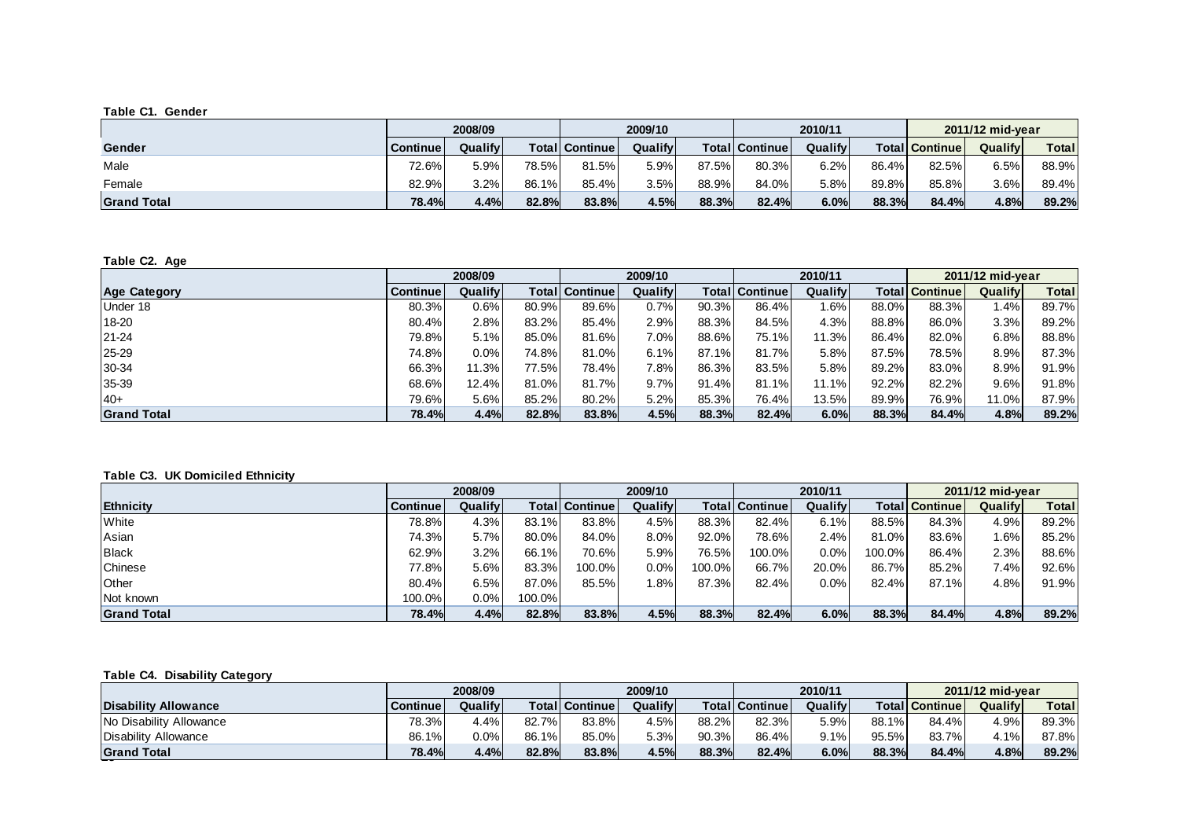**Table C1. Gender**

| Gender | 2008/09 | | | 2009/10 | | | 2010/11 | | | 2011/12 mid-year | | |
|---|---|---|---|---|---|---|---|---|---|---|---|---|
| | Continue | Qualify | Total | Continue | Qualify | Total | Continue | Qualify | Total | Continue | Qualify | Total |
| Male | 72.6% | 5.9% | 78.5% | 81.5% | 5.9% | 87.5% | 80.3% | 6.2% | 86.4% | 82.5% | 6.5% | 88.9% |
| Female | 82.9% | 3.2% | 86.1% | 85.4% | 3.5% | 88.9% | 84.0% | 5.8% | 89.8% | 85.8% | 3.6% | 89.4% |
| **Grand Total** | **78.4%** | **4.4%** | **82.8%** | **83.8%** | **4.5%** | **88.3%** | **82.4%** | **6.0%** | **88.3%** | **84.4%** | **4.8%** | **89.2%** |

**Table C2. Age**

| Age Category | 2008/09 | | | 2009/10 | | | 2010/11 | | | 2011/12 mid-year | | |
|---|---|---|---|---|---|---|---|---|---|---|---|---|
| | Continue | Qualify | Total | Continue | Qualify | Total | Continue | Qualify | Total | Continue | Qualify | Total |
| Under 18 | 80.3% | 0.6% | 80.9% | 89.6% | 0.7% | 90.3% | 86.4% | 1.6% | 88.0% | 88.3% | 1.4% | 89.7% |
| 18-20 | 80.4% | 2.8% | 83.2% | 85.4% | 2.9% | 88.3% | 84.5% | 4.3% | 88.8% | 86.0% | 3.3% | 89.2% |
| 21-24 | 79.8% | 5.1% | 85.0% | 81.6% | 7.0% | 88.6% | 75.1% | 11.3% | 86.4% | 82.0% | 6.8% | 88.8% |
| 25-29 | 74.8% | 0.0% | 74.8% | 81.0% | 6.1% | 87.1% | 81.7% | 5.8% | 87.5% | 78.5% | 8.9% | 87.3% |
| 30-34 | 66.3% | 11.3% | 77.5% | 78.4% | 7.8% | 86.3% | 83.5% | 5.8% | 89.2% | 83.0% | 8.9% | 91.9% |
| 35-39 | 68.6% | 12.4% | 81.0% | 81.7% | 9.7% | 91.4% | 81.1% | 11.1% | 92.2% | 82.2% | 9.6% | 91.8% |
| 40+ | 79.6% | 5.6% | 85.2% | 80.2% | 5.2% | 85.3% | 76.4% | 13.5% | 89.9% | 76.9% | 11.0% | 87.9% |
| **Grand Total** | **78.4%** | **4.4%** | **82.8%** | **83.8%** | **4.5%** | **88.3%** | **82.4%** | **6.0%** | **88.3%** | **84.4%** | **4.8%** | **89.2%** |

**Table C3. UK Domiciled Ethnicity**

| Ethnicity | 2008/09 | | | 2009/10 | | | 2010/11 | | | 2011/12 mid-year | | |
|---|---|---|---|---|---|---|---|---|---|---|---|---|
| | Continue | Qualify | Total | Continue | Qualify | Total | Continue | Qualify | Total | Continue | Qualify | Total |
| White | 78.8% | 4.3% | 83.1% | 83.8% | 4.5% | 88.3% | 82.4% | 6.1% | 88.5% | 84.3% | 4.9% | 89.2% |
| Asian | 74.3% | 5.7% | 80.0% | 84.0% | 8.0% | 92.0% | 78.6% | 2.4% | 81.0% | 83.6% | 1.6% | 85.2% |
| Black | 62.9% | 3.2% | 66.1% | 70.6% | 5.9% | 76.5% | 100.0% | 0.0% | 100.0% | 86.4% | 2.3% | 88.6% |
| Chinese | 77.8% | 5.6% | 83.3% | 100.0% | 0.0% | 100.0% | 66.7% | 20.0% | 86.7% | 85.2% | 7.4% | 92.6% |
| Other | 80.4% | 6.5% | 87.0% | 85.5% | 1.8% | 87.3% | 82.4% | 0.0% | 82.4% | 87.1% | 4.8% | 91.9% |
| Not known | 100.0% | 0.0% | 100.0% | | | | | | | | | |
| **Grand Total** | **78.4%** | **4.4%** | **82.8%** | **83.8%** | **4.5%** | **88.3%** | **82.4%** | **6.0%** | **88.3%** | **84.4%** | **4.8%** | **89.2%** |

**Table C4. Disability Category**

| Disability Allowance | 2008/09 | | | 2009/10 | | | 2010/11 | | | 2011/12 mid-year | | |
|---|---|---|---|---|---|---|---|---|---|---|---|---|
| | Continue | Qualify | Total | Continue | Qualify | Total | Continue | Qualify | Total | Continue | Qualify | Total |
| No Disability Allowance | 78.3% | 4.4% | 82.7% | 83.8% | 4.5% | 88.2% | 82.3% | 5.9% | 88.1% | 84.4% | 4.9% | 89.3% |
| Disability Allowance | 86.1% | 0.0% | 86.1% | 85.0% | 5.3% | 90.3% | 86.4% | 9.1% | 95.5% | 83.7% | 4.1% | 87.8% |
| **Grand Total** | **78.4%** | **4.4%** | **82.8%** | **83.8%** | **4.5%** | **88.3%** | **82.4%** | **6.0%** | **88.3%** | **84.4%** | **4.8%** | **89.2%** |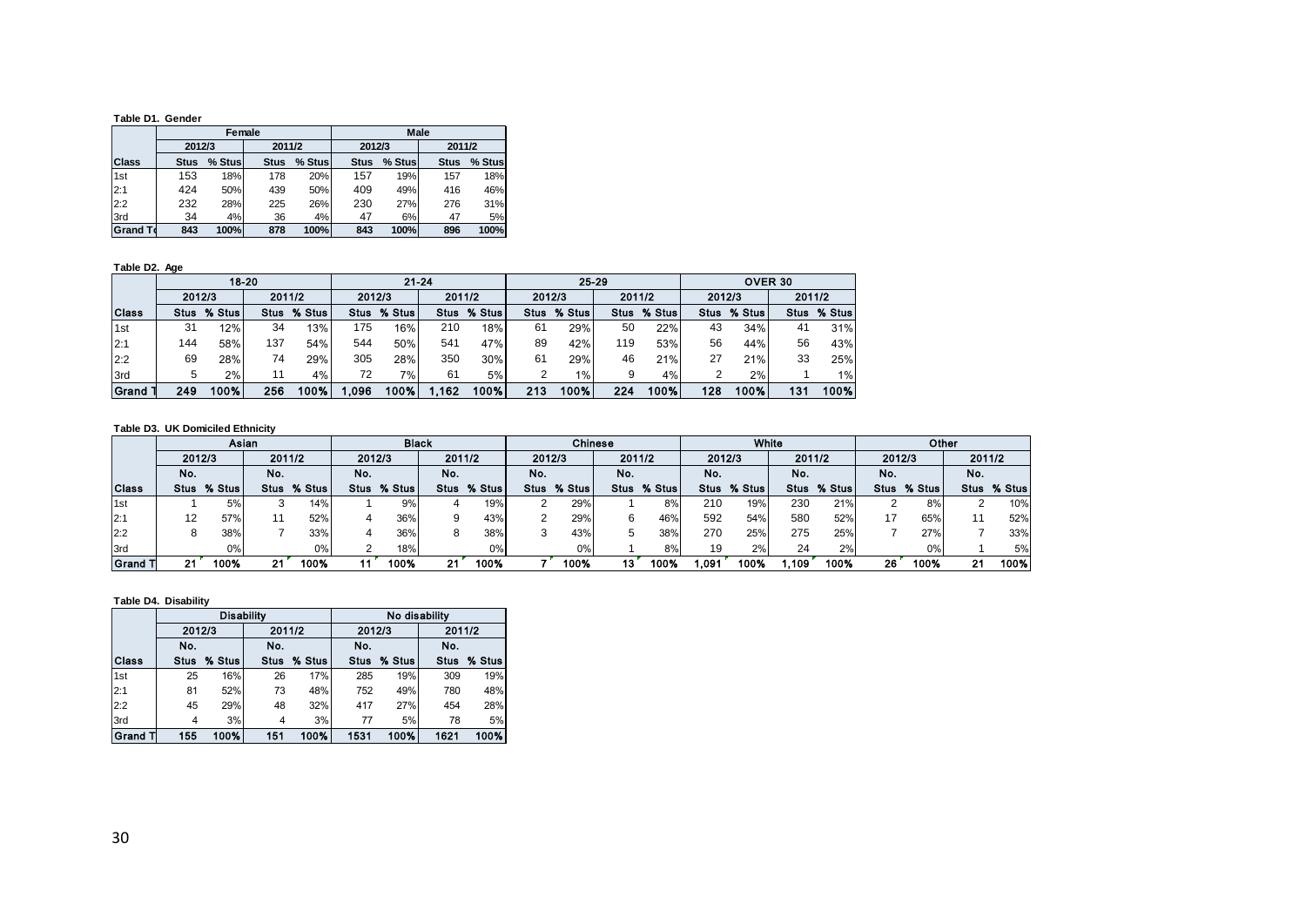**Table D1. Gender**

| | Female | | | | Male | | | |
|---|---|---|---|---|---|---|---|---|
| | 2012/3 | | 2011/2 | | 2012/3 | | 2011/2 | |
| Class | Stus | % Stus | Stus | % Stus | Stus | % Stus | Stus | % Stus |
| 1st | 153 | 18% | 178 | 20% | 157 | 19% | 157 | 18% |
| 2:1 | 424 | 50% | 439 | 50% | 409 | 49% | 416 | 46% |
| 2:2 | 232 | 28% | 225 | 26% | 230 | 27% | 276 | 31% |
| 3rd | 34 | 4% | 36 | 4% | 47 | 6% | 47 | 5% |
| Grand To | 843 | 100% | 878 | 100% | 843 | 100% | 896 | 100% |

**Table D2. Age**

| | 18-20 | | | | 21-24 | | | | 25-29 | | | | OVER 30 | | | |
|---|---|---|---|---|---|---|---|---|---|---|---|---|---|---|---|---|
| | 2012/3 | | 2011/2 | | 2012/3 | | 2011/2 | | 2012/3 | | 2011/2 | | 2012/3 | | 2011/2 | |
| Class | Stus | % Stus | Stus | % Stus | Stus | % Stus | Stus | % Stus | Stus | % Stus | Stus | % Stus | Stus | % Stus | Stus | % Stus |
| 1st | 31 | 12% | 34 | 13% | 175 | 16% | 210 | 18% | 61 | 29% | 50 | 22% | 43 | 34% | 41 | 31% |
| 2:1 | 144 | 58% | 137 | 54% | 544 | 50% | 541 | 47% | 89 | 42% | 119 | 53% | 56 | 44% | 56 | 43% |
| 2:2 | 69 | 28% | 74 | 29% | 305 | 28% | 350 | 30% | 61 | 29% | 46 | 21% | 27 | 21% | 33 | 25% |
| 3rd | 5 | 2% | 11 | 4% | 72 | 7% | 61 | 5% | 2 | 1% | 9 | 4% | 2 | 2% | 1 | 1% |
| Grand T | 249 | 100% | 256 | 100% | 1,096 | 100% | 1,162 | 100% | 213 | 100% | 224 | 100% | 128 | 100% | 131 | 100% |

**Table D3. UK Domiciled Ethnicity**

| | Asian | | | | Black | | | | Chinese | | | | White | | | | Other | | | |
|---|---|---|---|---|---|---|---|---|---|---|---|---|---|---|---|---|---|---|---|---|
| | 2012/3 | | 2011/2 | | 2012/3 | | 2011/2 | | 2012/3 | | 2011/2 | | 2012/3 | | 2011/2 | | 2012/3 | | 2011/2 | |
| | No. | | No. | | No. | | No. | | No. | | No. | | No. | | No. | | No. | | No. | |
| Class | Stus | % Stus | Stus | % Stus | Stus | % Stus | Stus | % Stus | Stus | % Stus | Stus | % Stus | Stus | % Stus | Stus | % Stus | Stus | % Stus | Stus | % Stus |
| 1st | 1 | 5% | 3 | 14% | 1 | 9% | 4 | 19% | 2 | 29% | 1 | 8% | 210 | 19% | 230 | 21% | 2 | 8% | 2 | 10% |
| 2:1 | 12 | 57% | 11 | 52% | 4 | 36% | 9 | 43% | 2 | 29% | 6 | 46% | 592 | 54% | 580 | 52% | 17 | 65% | 11 | 52% |
| 2:2 | 8 | 38% | 7 | 33% | 4 | 36% | 8 | 38% | 3 | 43% | 5 | 38% | 270 | 25% | 275 | 25% | 7 | 27% | 7 | 33% |
| 3rd | | 0% | | 0% | 2 | 18% | | 0% | | 0% | 1 | 8% | 19 | 2% | 24 | 2% | | 0% | 1 | 5% |
| Grand T | 21 | 100% | 21 | 100% | 11 | 100% | 21 | 100% | 7 | 100% | 13 | 100% | 1,091 | 100% | 1,109 | 100% | 26 | 100% | 21 | 100% |

**Table D4. Disability**

| | Disability | | | | No disability | | | |
|---|---|---|---|---|---|---|---|---|
| | 2012/3 | | 2011/2 | | 2012/3 | | 2011/2 | |
| | No. | | No. | | No. | | No. | |
| Class | Stus | % Stus | Stus | % Stus | Stus | % Stus | Stus | % Stus |
| 1st | 25 | 16% | 26 | 17% | 285 | 19% | 309 | 19% |
| 2:1 | 81 | 52% | 73 | 48% | 752 | 49% | 780 | 48% |
| 2:2 | 45 | 29% | 48 | 32% | 417 | 27% | 454 | 28% |
| 3rd | 4 | 3% | 4 | 3% | 77 | 5% | 78 | 5% |
| Grand T | 155 | 100% | 151 | 100% | 1531 | 100% | 1621 | 100% |